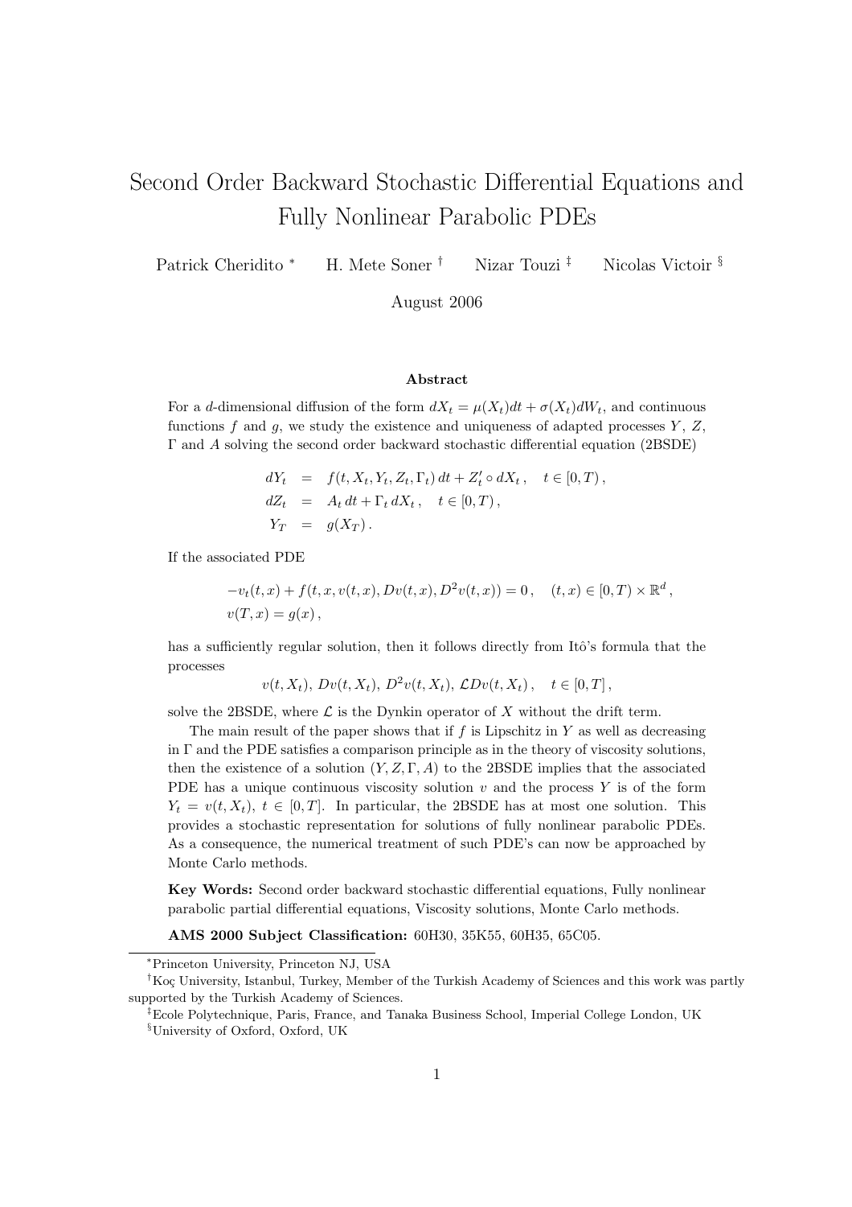# Second Order Backward Stochastic Differential Equations and Fully Nonlinear Parabolic PDEs

Patrick Cheridito [*] H. Mete Soner [†] Nizar Touzi [‡] Nicolas Victoir [§]

August 2006

### Abstract

For a $d$-dimensional diffusion of the form $dX_t = \mu(X_t)dt + \sigma(X_t)dW_t$, and continuous functions $f$ and $g$, we study the existence and uniqueness of adapted processes $Y$, $Z$, $\Gamma$ and $A$ solving the second order backward stochastic differential equation (2BSDE)

$$
\begin{aligned}
dY_t &= f(t, X_t, Y_t, Z_t, \Gamma_t)\, dt + Z_t' \circ dX_t\,, \quad t \in [0, T)\,, \\
dZ_t &= A_t\, dt + \Gamma_t\, dX_t\,, \quad t \in [0, T)\,, \\
Y_T &= g(X_T)\,.
\end{aligned}
$$

If the associated PDE

$$
\begin{aligned}
&-v_t(t,x) + f(t, x, v(t,x), Dv(t,x), D^2v(t,x)) = 0\,, \quad (t,x) \in [0,T) \times \mathbb{R}^d\,, \\
&v(T,x) = g(x)\,,
\end{aligned}
$$

has a sufficiently regular solution, then it follows directly from Itô's formula that the processes

$$
v(t, X_t),\ Dv(t, X_t),\ D^2v(t, X_t),\ \mathcal{L}Dv(t, X_t)\,, \quad t \in [0, T]\,,
$$

solve the 2BSDE, where $\mathcal{L}$ is the Dynkin operator of $X$ without the drift term.

The main result of the paper shows that if $f$ is Lipschitz in $Y$ as well as decreasing in $\Gamma$ and the PDE satisfies a comparison principle as in the theory of viscosity solutions, then the existence of a solution $(Y, Z, \Gamma, A)$ to the 2BSDE implies that the associated PDE has a unique continuous viscosity solution $v$ and the process $Y$ is of the form $Y_t = v(t, X_t)$, $t \in [0, T]$. In particular, the 2BSDE has at most one solution. This provides a stochastic representation for solutions of fully nonlinear parabolic PDEs. As a consequence, the numerical treatment of such PDE's can now be approached by Monte Carlo methods.

**Key Words:** Second order backward stochastic differential equations, Fully nonlinear parabolic partial differential equations, Viscosity solutions, Monte Carlo methods.

**AMS 2000 Subject Classification:** 60H30, 35K55, 60H35, 65C05.

---

[*] Princeton University, Princeton NJ, USA

[†] Koç University, Istanbul, Turkey, Member of the Turkish Academy of Sciences and this work was partly supported by the Turkish Academy of Sciences.

[‡] Ecole Polytechnique, Paris, France, and Tanaka Business School, Imperial College London, UK

[§] University of Oxford, Oxford, UK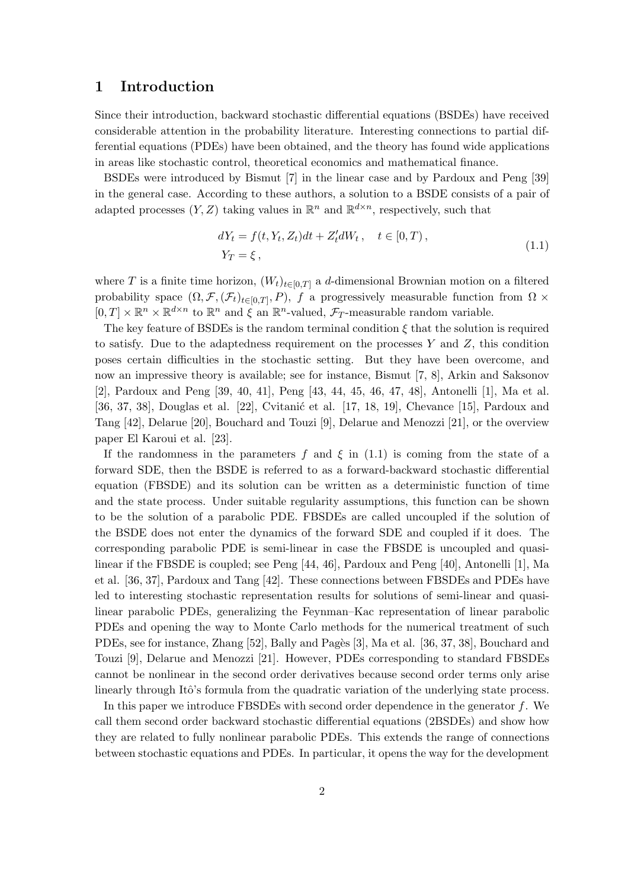# 1 Introduction

Since their introduction, backward stochastic differential equations (BSDEs) have received considerable attention in the probability literature. Interesting connections to partial differential equations (PDEs) have been obtained, and the theory has found wide applications in areas like stochastic control, theoretical economics and mathematical finance.

BSDEs were introduced by Bismut [7] in the linear case and by Pardoux and Peng [39] in the general case. According to these authors, a solution to a BSDE consists of a pair of adapted processes $(Y, Z)$ taking values in $\mathbb{R}^n$ and $\mathbb{R}^{d\times n}$, respectively, such that

$$
\begin{aligned}
dY_t &= f(t, Y_t, Z_t)dt + Z_t' dW_t\,, \quad t \in [0, T)\,, \\
Y_T &= \xi\,,
\end{aligned}
\tag{1.1}
$$

where $T$ is a finite time horizon, $(W_t)_{t\in[0,T]}$ a $d$-dimensional Brownian motion on a filtered probability space $(\Omega, \mathcal{F}, (\mathcal{F}_t)_{t\in[0,T]}, P)$, $f$ a progressively measurable function from $\Omega \times [0, T] \times \mathbb{R}^n \times \mathbb{R}^{d\times n}$ to $\mathbb{R}^n$ and $\xi$ an $\mathbb{R}^n$-valued, $\mathcal{F}_T$-measurable random variable.

The key feature of BSDEs is the random terminal condition $\xi$ that the solution is required to satisfy. Due to the adaptedness requirement on the processes $Y$ and $Z$, this condition poses certain difficulties in the stochastic setting. But they have been overcome, and now an impressive theory is available; see for instance, Bismut [7, 8], Arkin and Saksonov [2], Pardoux and Peng [39, 40, 41], Peng [43, 44, 45, 46, 47, 48], Antonelli [1], Ma et al. [36, 37, 38], Douglas et al. [22], Cvitanić et al. [17, 18, 19], Chevance [15], Pardoux and Tang [42], Delarue [20], Bouchard and Touzi [9], Delarue and Menozzi [21], or the overview paper El Karoui et al. [23].

If the randomness in the parameters $f$ and $\xi$ in (1.1) is coming from the state of a forward SDE, then the BSDE is referred to as a forward-backward stochastic differential equation (FBSDE) and its solution can be written as a deterministic function of time and the state process. Under suitable regularity assumptions, this function can be shown to be the solution of a parabolic PDE. FBSDEs are called uncoupled if the solution of the BSDE does not enter the dynamics of the forward SDE and coupled if it does. The corresponding parabolic PDE is semi-linear in case the FBSDE is uncoupled and quasi-linear if the FBSDE is coupled; see Peng [44, 46], Pardoux and Peng [40], Antonelli [1], Ma et al. [36, 37], Pardoux and Tang [42]. These connections between FBSDEs and PDEs have led to interesting stochastic representation results for solutions of semi-linear and quasi-linear parabolic PDEs, generalizing the Feynman–Kac representation of linear parabolic PDEs and opening the way to Monte Carlo methods for the numerical treatment of such PDEs, see for instance, Zhang [52], Bally and Pagès [3], Ma et al. [36, 37, 38], Bouchard and Touzi [9], Delarue and Menozzi [21]. However, PDEs corresponding to standard FBSDEs cannot be nonlinear in the second order derivatives because second order terms only arise linearly through Itô's formula from the quadratic variation of the underlying state process.

In this paper we introduce FBSDEs with second order dependence in the generator $f$. We call them second order backward stochastic differential equations (2BSDEs) and show how they are related to fully nonlinear parabolic PDEs. This extends the range of connections between stochastic equations and PDEs. In particular, it opens the way for the development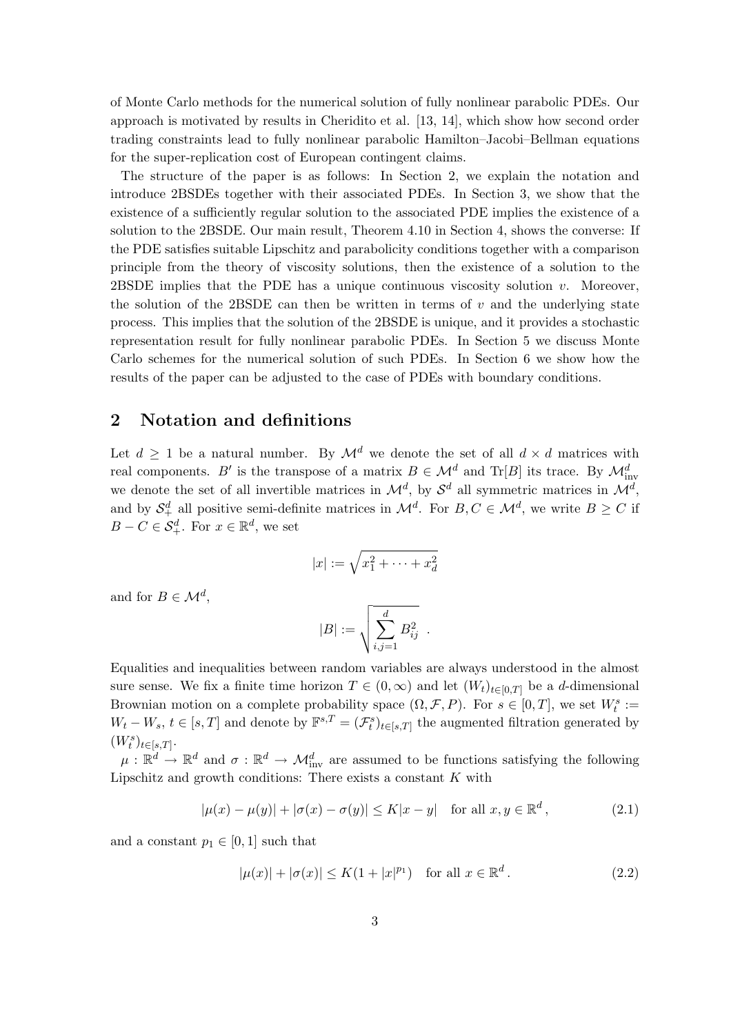of Monte Carlo methods for the numerical solution of fully nonlinear parabolic PDEs. Our approach is motivated by results in Cheridito et al. [13, 14], which show how second order trading constraints lead to fully nonlinear parabolic Hamilton–Jacobi–Bellman equations for the super-replication cost of European contingent claims.

The structure of the paper is as follows: In Section 2, we explain the notation and introduce 2BSDEs together with their associated PDEs. In Section 3, we show that the existence of a sufficiently regular solution to the associated PDE implies the existence of a solution to the 2BSDE. Our main result, Theorem 4.10 in Section 4, shows the converse: If the PDE satisfies suitable Lipschitz and parabolicity conditions together with a comparison principle from the theory of viscosity solutions, then the existence of a solution to the 2BSDE implies that the PDE has a unique continuous viscosity solution $v$. Moreover, the solution of the 2BSDE can then be written in terms of $v$ and the underlying state process. This implies that the solution of the 2BSDE is unique, and it provides a stochastic representation result for fully nonlinear parabolic PDEs. In Section 5 we discuss Monte Carlo schemes for the numerical solution of such PDEs. In Section 6 we show how the results of the paper can be adjusted to the case of PDEs with boundary conditions.

## 2 Notation and definitions

Let $d \geq 1$ be a natural number. By $\mathcal{M}^d$ we denote the set of all $d \times d$ matrices with real components. $B'$ is the transpose of a matrix $B \in \mathcal{M}^d$ and $\mathrm{Tr}[B]$ its trace. By $\mathcal{M}^d_{\mathrm{inv}}$ we denote the set of all invertible matrices in $\mathcal{M}^d$, by $\mathcal{S}^d$ all symmetric matrices in $\mathcal{M}^d$, and by $\mathcal{S}^d_+$ all positive semi-definite matrices in $\mathcal{M}^d$. For $B, C \in \mathcal{M}^d$, we write $B \geq C$ if $B - C \in \mathcal{S}^d_+$. For $x \in \mathbb{R}^d$, we set

$$|x| := \sqrt{x_1^2 + \cdots + x_d^2}$$

and for $B \in \mathcal{M}^d$,

$$|B| := \sqrt{\sum_{i,j=1}^{d} B_{ij}^2} \ .$$

Equalities and inequalities between random variables are always understood in the almost sure sense. We fix a finite time horizon $T \in (0, \infty)$ and let $(W_t)_{t \in [0,T]}$ be a $d$-dimensional Brownian motion on a complete probability space $(\Omega, \mathcal{F}, P)$. For $s \in [0, T]$, we set $W^s_t := W_t - W_s$, $t \in [s, T]$ and denote by $\mathbb{F}^{s,T} = (\mathcal{F}^s_t)_{t \in [s,T]}$ the augmented filtration generated by $(W^s_t)_{t \in [s,T]}$.

$\mu : \mathbb{R}^d \to \mathbb{R}^d$ and $\sigma : \mathbb{R}^d \to \mathcal{M}^d_{\mathrm{inv}}$ are assumed to be functions satisfying the following Lipschitz and growth conditions: There exists a constant $K$ with

$$|\mu(x) - \mu(y)| + |\sigma(x) - \sigma(y)| \leq K|x - y| \quad \text{for all } x, y \in \mathbb{R}^d \,, \tag{2.1}$$

and a constant $p_1 \in [0, 1]$ such that

$$|\mu(x)| + |\sigma(x)| \leq K(1 + |x|^{p_1}) \quad \text{for all } x \in \mathbb{R}^d \,. \tag{2.2}$$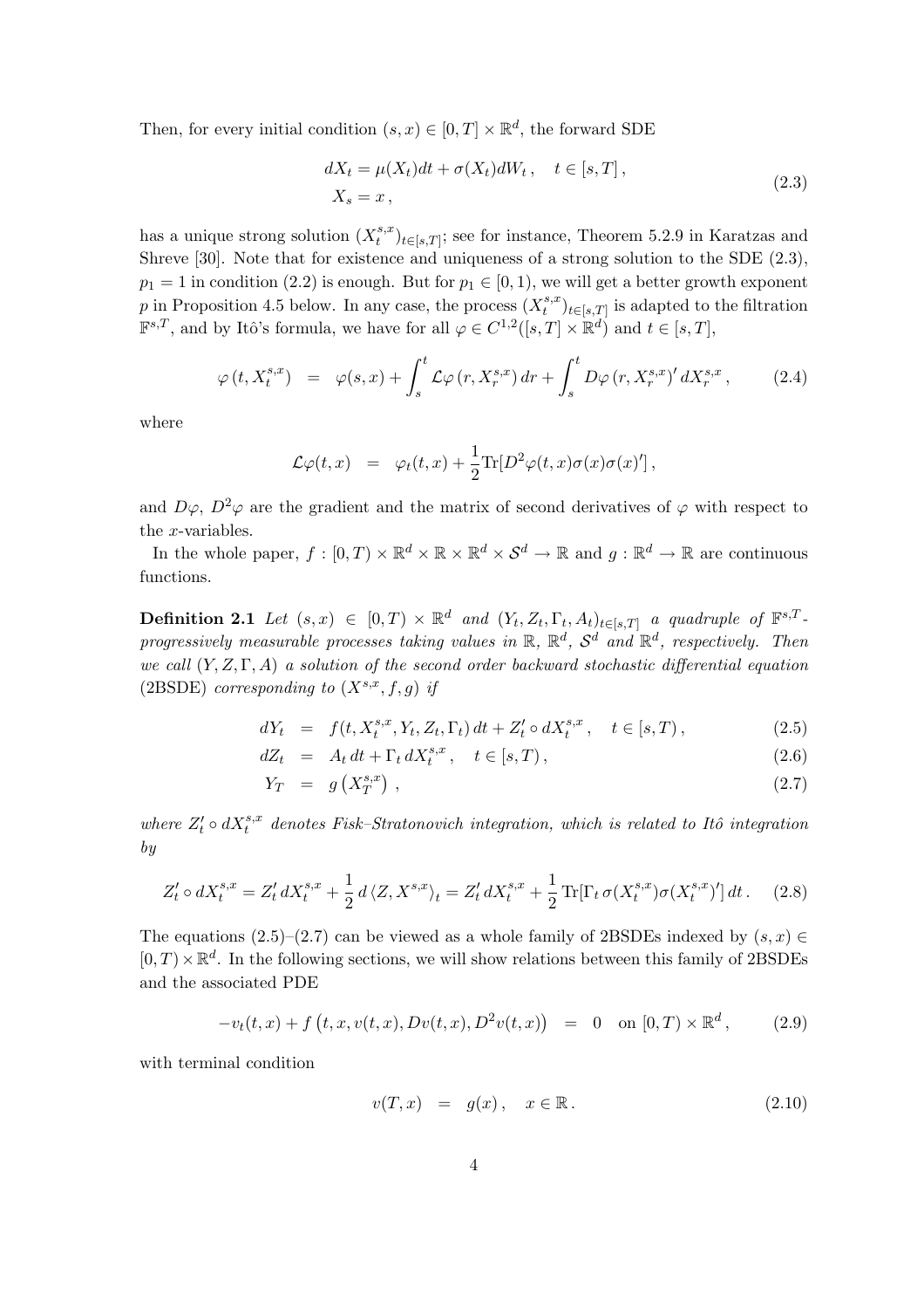Then, for every initial condition $(s, x) \in [0, T] \times \mathbb{R}^d$, the forward SDE

$$
\begin{aligned}
dX_t &= \mu(X_t)dt + \sigma(X_t)dW_t\,, \quad t \in [s, T]\,, \\
X_s &= x\,,
\end{aligned}
\tag{2.3}
$$

has a unique strong solution $(X_t^{s,x})_{t\in[s,T]}$; see for instance, Theorem 5.2.9 in Karatzas and Shreve [30]. Note that for existence and uniqueness of a strong solution to the SDE (2.3), $p_1 = 1$ in condition (2.2) is enough. But for $p_1 \in [0, 1)$, we will get a better growth exponent $p$ in Proposition 4.5 below. In any case, the process $(X_t^{s,x})_{t\in[s,T]}$ is adapted to the filtration $\mathbb{F}^{s,T}$, and by Itô's formula, we have for all $\varphi \in C^{1,2}([s, T] \times \mathbb{R}^d)$ and $t \in [s, T]$,

$$
\varphi\left(t, X_t^{s,x}\right) \;=\; \varphi(s, x) + \int_s^t \mathcal{L}\varphi\left(r, X_r^{s,x}\right) dr + \int_s^t D\varphi\left(r, X_r^{s,x}\right)' dX_r^{s,x}\,, \tag{2.4}
$$

where

$$
\mathcal{L}\varphi(t, x) \;=\; \varphi_t(t, x) + \frac{1}{2}\mathrm{Tr}[D^2\varphi(t, x)\sigma(x)\sigma(x)']\,,
$$

and $D\varphi$, $D^2\varphi$ are the gradient and the matrix of second derivatives of $\varphi$ with respect to the $x$-variables.

In the whole paper, $f : [0, T) \times \mathbb{R}^d \times \mathbb{R} \times \mathbb{R}^d \times \mathcal{S}^d \to \mathbb{R}$ and $g : \mathbb{R}^d \to \mathbb{R}$ are continuous functions.

**Definition 2.1** *Let $(s, x) \in [0, T) \times \mathbb{R}^d$ and $(Y_t, Z_t, \Gamma_t, A_t)_{t\in[s,T]}$ a quadruple of $\mathbb{F}^{s,T}$-progressively measurable processes taking values in $\mathbb{R}$, $\mathbb{R}^d$, $\mathcal{S}^d$ and $\mathbb{R}^d$, respectively. Then we call $(Y, Z, \Gamma, A)$ a solution of the second order backward stochastic differential equation (2BSDE) corresponding to $(X^{s,x}, f, g)$ if*

$$
dY_t \;=\; f(t, X_t^{s,x}, Y_t, Z_t, \Gamma_t)\, dt + Z_t' \circ dX_t^{s,x}\,, \quad t \in [s, T)\,, \tag{2.5}
$$

$$
dZ_t \;=\; A_t\, dt + \Gamma_t\, dX_t^{s,x}\,, \quad t \in [s, T)\,, \tag{2.6}
$$

$$
Y_T \;=\; g\left(X_T^{s,x}\right)\,, \tag{2.7}
$$

*where $Z_t' \circ dX_t^{s,x}$ denotes Fisk–Stratonovich integration, which is related to Itô integration by*

$$
Z_t' \circ dX_t^{s,x} = Z_t'\, dX_t^{s,x} + \frac{1}{2}\, d\,\langle Z, X^{s,x}\rangle_t = Z_t'\, dX_t^{s,x} + \frac{1}{2}\,\mathrm{Tr}[\Gamma_t\, \sigma(X_t^{s,x})\sigma(X_t^{s,x})']\, dt\,. \tag{2.8}
$$

The equations (2.5)–(2.7) can be viewed as a whole family of 2BSDEs indexed by $(s, x) \in [0, T) \times \mathbb{R}^d$. In the following sections, we will show relations between this family of 2BSDEs and the associated PDE

$$
-v_t(t, x) + f\left(t, x, v(t, x), Dv(t, x), D^2v(t, x)\right) \;=\; 0 \quad \text{on } [0, T) \times \mathbb{R}^d\,, \tag{2.9}
$$

with terminal condition

$$
v(T, x) \;=\; g(x)\,, \quad x \in \mathbb{R}\,. \tag{2.10}
$$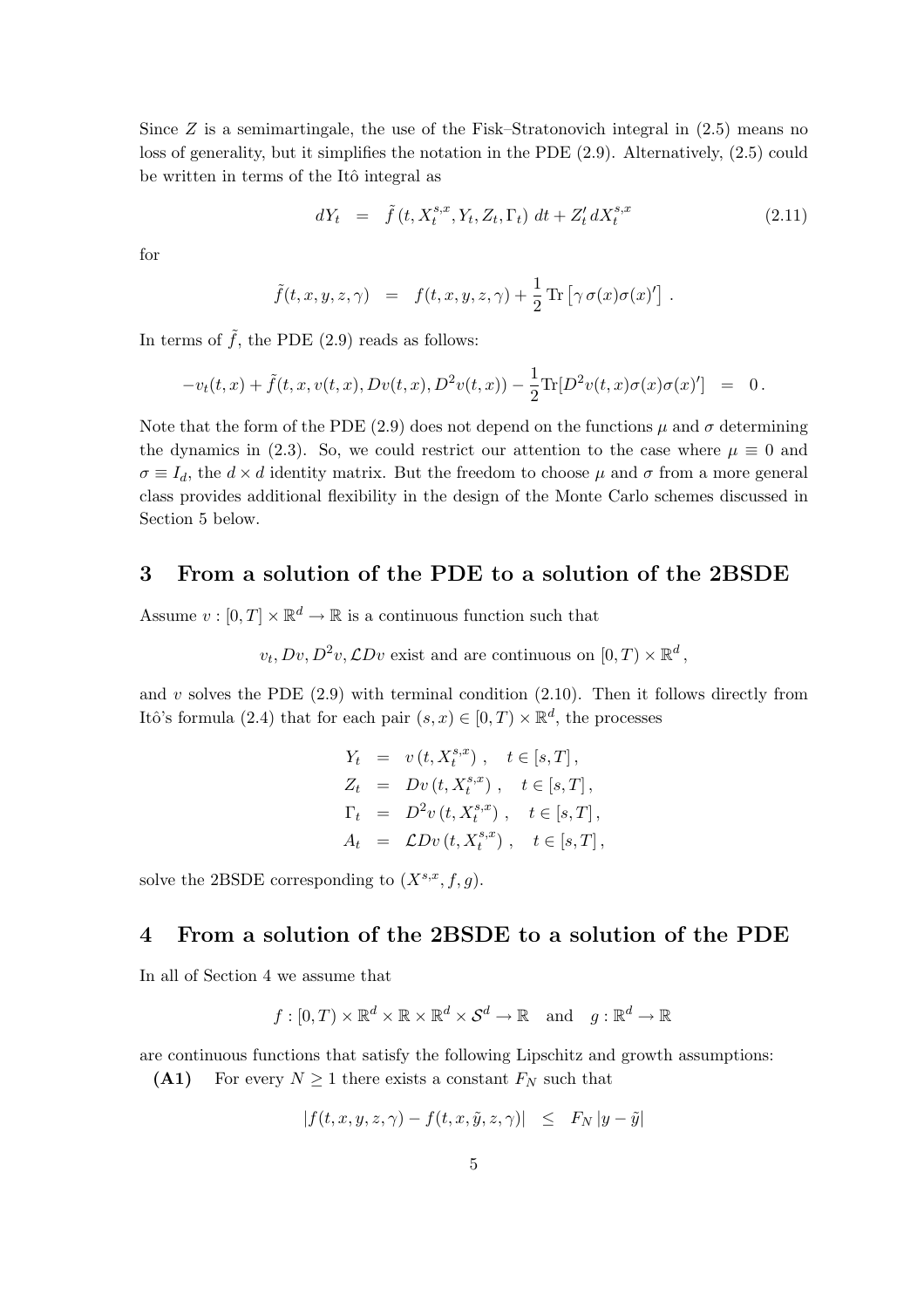Since $Z$ is a semimartingale, the use of the Fisk–Stratonovich integral in (2.5) means no loss of generality, but it simplifies the notation in the PDE (2.9). Alternatively, (2.5) could be written in terms of the Itô integral as

$$dY_t \;=\; \tilde{f}\left(t, X_t^{s,x}, Y_t, Z_t, \Gamma_t\right) \, dt + Z_t' \, dX_t^{s,x} \tag{2.11}$$

for

$$\tilde{f}(t,x,y,z,\gamma) \;=\; f(t,x,y,z,\gamma) + \frac{1}{2} \operatorname{Tr}\left[\gamma \, \sigma(x)\sigma(x)'\right] .$$

In terms of $\tilde{f}$, the PDE (2.9) reads as follows:

$$-v_t(t,x) + \tilde{f}(t,x,v(t,x),Dv(t,x),D^2v(t,x)) - \frac{1}{2}\operatorname{Tr}[D^2v(t,x)\sigma(x)\sigma(x)'] \;=\; 0 .$$

Note that the form of the PDE (2.9) does not depend on the functions $\mu$ and $\sigma$ determining the dynamics in (2.3). So, we could restrict our attention to the case where $\mu \equiv 0$ and $\sigma \equiv I_d$, the $d \times d$ identity matrix. But the freedom to choose $\mu$ and $\sigma$ from a more general class provides additional flexibility in the design of the Monte Carlo schemes discussed in Section 5 below.

## 3 From a solution of the PDE to a solution of the 2BSDE

Assume $v : [0,T] \times \mathbb{R}^d \to \mathbb{R}$ is a continuous function such that

$$v_t, Dv, D^2v, \mathcal{L}Dv \text{ exist and are continuous on } [0,T) \times \mathbb{R}^d ,$$

and $v$ solves the PDE (2.9) with terminal condition (2.10). Then it follows directly from Itô's formula (2.4) that for each pair $(s,x) \in [0,T) \times \mathbb{R}^d$, the processes

$$\begin{aligned}
Y_t &= v\left(t, X_t^{s,x}\right), \quad t \in [s,T], \\
Z_t &= Dv\left(t, X_t^{s,x}\right), \quad t \in [s,T], \\
\Gamma_t &= D^2v\left(t, X_t^{s,x}\right), \quad t \in [s,T], \\
A_t &= \mathcal{L}Dv\left(t, X_t^{s,x}\right), \quad t \in [s,T],
\end{aligned}$$

solve the 2BSDE corresponding to $(X^{s,x}, f, g)$.

## 4 From a solution of the 2BSDE to a solution of the PDE

In all of Section 4 we assume that

$$f : [0,T) \times \mathbb{R}^d \times \mathbb{R} \times \mathbb{R}^d \times \mathcal{S}^d \to \mathbb{R} \quad \text{and} \quad g : \mathbb{R}^d \to \mathbb{R}$$

are continuous functions that satisfy the following Lipschitz and growth assumptions:

**(A1)** For every $N \geq 1$ there exists a constant $F_N$ such that

$$|f(t,x,y,z,\gamma) - f(t,x,\tilde{y},z,\gamma)| \;\leq\; F_N \, |y - \tilde{y}|$$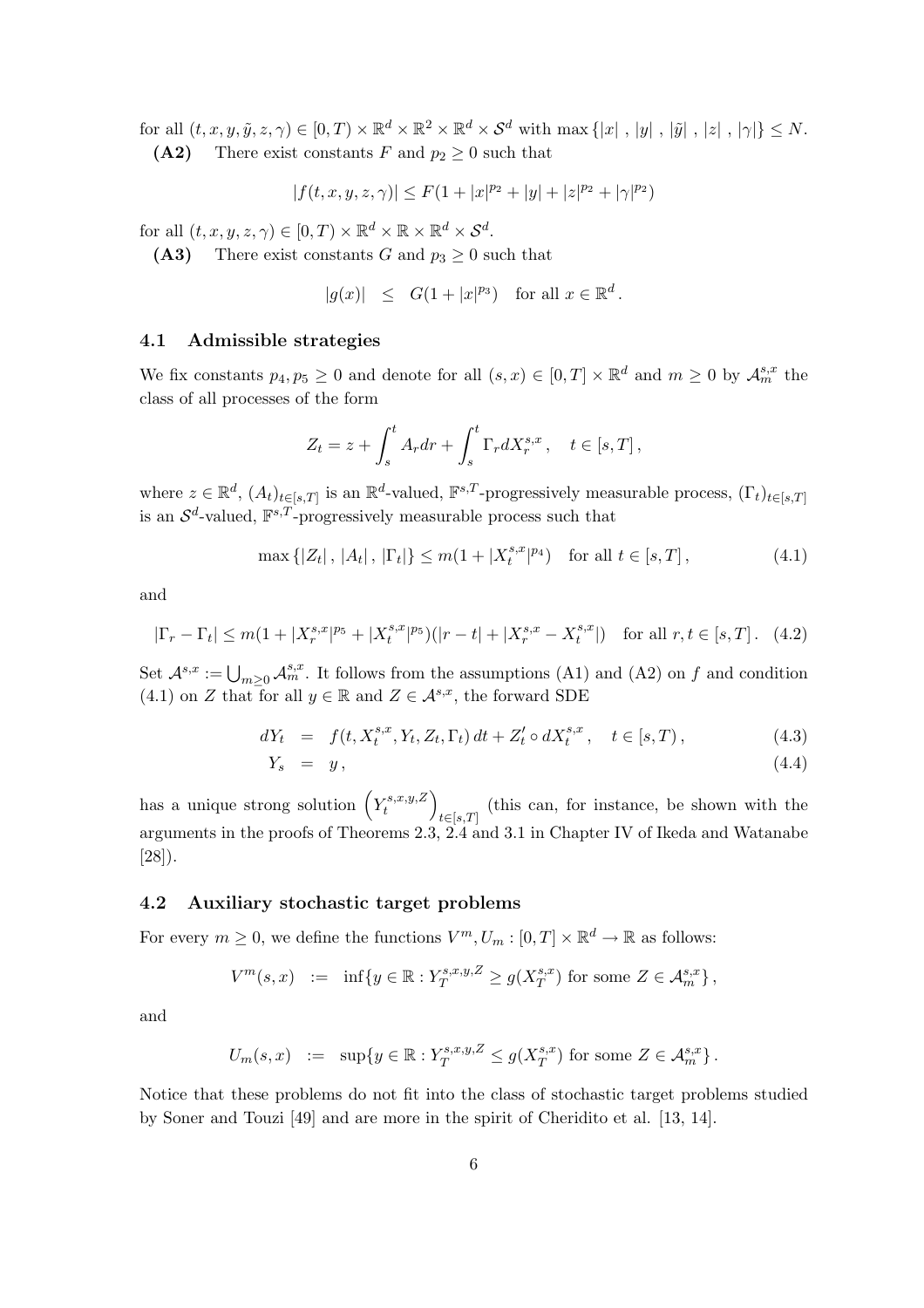for all $(t, x, y, \tilde{y}, z, \gamma) \in [0, T) \times \mathbb{R}^d \times \mathbb{R}^2 \times \mathbb{R}^d \times \mathcal{S}^d$ with $\max\{|x|, |y|, |\tilde{y}|, |z|, |\gamma|\} \leq N$.

**(A2)** There exist constants $F$ and $p_2 \geq 0$ such that

$$|f(t, x, y, z, \gamma)| \leq F(1 + |x|^{p_2} + |y| + |z|^{p_2} + |\gamma|^{p_2})$$

for all $(t, x, y, z, \gamma) \in [0, T) \times \mathbb{R}^d \times \mathbb{R} \times \mathbb{R}^d \times \mathcal{S}^d$.

**(A3)** There exist constants $G$ and $p_3 \geq 0$ such that

$$|g(x)| \leq G(1 + |x|^{p_3}) \quad \text{for all } x \in \mathbb{R}^d.$$

### 4.1 Admissible strategies

We fix constants $p_4, p_5 \geq 0$ and denote for all $(s, x) \in [0, T] \times \mathbb{R}^d$ and $m \geq 0$ by $\mathcal{A}_m^{s,x}$ the class of all processes of the form

$$Z_t = z + \int_s^t A_r dr + \int_s^t \Gamma_r dX_r^{s,x}, \quad t \in [s, T],$$

where $z \in \mathbb{R}^d$, $(A_t)_{t \in [s,T]}$ is an $\mathbb{R}^d$-valued, $\mathbb{F}^{s,T}$-progressively measurable process, $(\Gamma_t)_{t \in [s,T]}$ is an $\mathcal{S}^d$-valued, $\mathbb{F}^{s,T}$-progressively measurable process such that

$$\max\{|Z_t|, |A_t|, |\Gamma_t|\} \leq m(1 + |X_t^{s,x}|^{p_4}) \quad \text{for all } t \in [s, T], \tag{4.1}$$

and

$$|\Gamma_r - \Gamma_t| \leq m(1 + |X_r^{s,x}|^{p_5} + |X_t^{s,x}|^{p_5})(|r - t| + |X_r^{s,x} - X_t^{s,x}|) \quad \text{for all } r, t \in [s, T]. \tag{4.2}$$

Set $\mathcal{A}^{s,x} := \bigcup_{m \geq 0} \mathcal{A}_m^{s,x}$. It follows from the assumptions (A1) and (A2) on $f$ and condition (4.1) on $Z$ that for all $y \in \mathbb{R}$ and $Z \in \mathcal{A}^{s,x}$, the forward SDE

$$\begin{aligned} dY_t &= f(t, X_t^{s,x}, Y_t, Z_t, \Gamma_t)\, dt + Z_t' \circ dX_t^{s,x}, \quad t \in [s, T), \\ Y_s &= y, \end{aligned} \tag{4.3, 4.4}$$

has a unique strong solution $\left(Y_t^{s,x,y,Z}\right)_{t \in [s,T]}$ (this can, for instance, be shown with the arguments in the proofs of Theorems 2.3, 2.4 and 3.1 in Chapter IV of Ikeda and Watanabe [28]).

### 4.2 Auxiliary stochastic target problems

For every $m \geq 0$, we define the functions $V^m, U_m : [0, T] \times \mathbb{R}^d \to \mathbb{R}$ as follows:

$$V^m(s, x) := \inf\{y \in \mathbb{R} : Y_T^{s,x,y,Z} \geq g(X_T^{s,x}) \text{ for some } Z \in \mathcal{A}_m^{s,x}\},$$

and

$$U_m(s, x) := \sup\{y \in \mathbb{R} : Y_T^{s,x,y,Z} \leq g(X_T^{s,x}) \text{ for some } Z \in \mathcal{A}_m^{s,x}\}.$$

Notice that these problems do not fit into the class of stochastic target problems studied by Soner and Touzi [49] and are more in the spirit of Cheridito et al. [13, 14].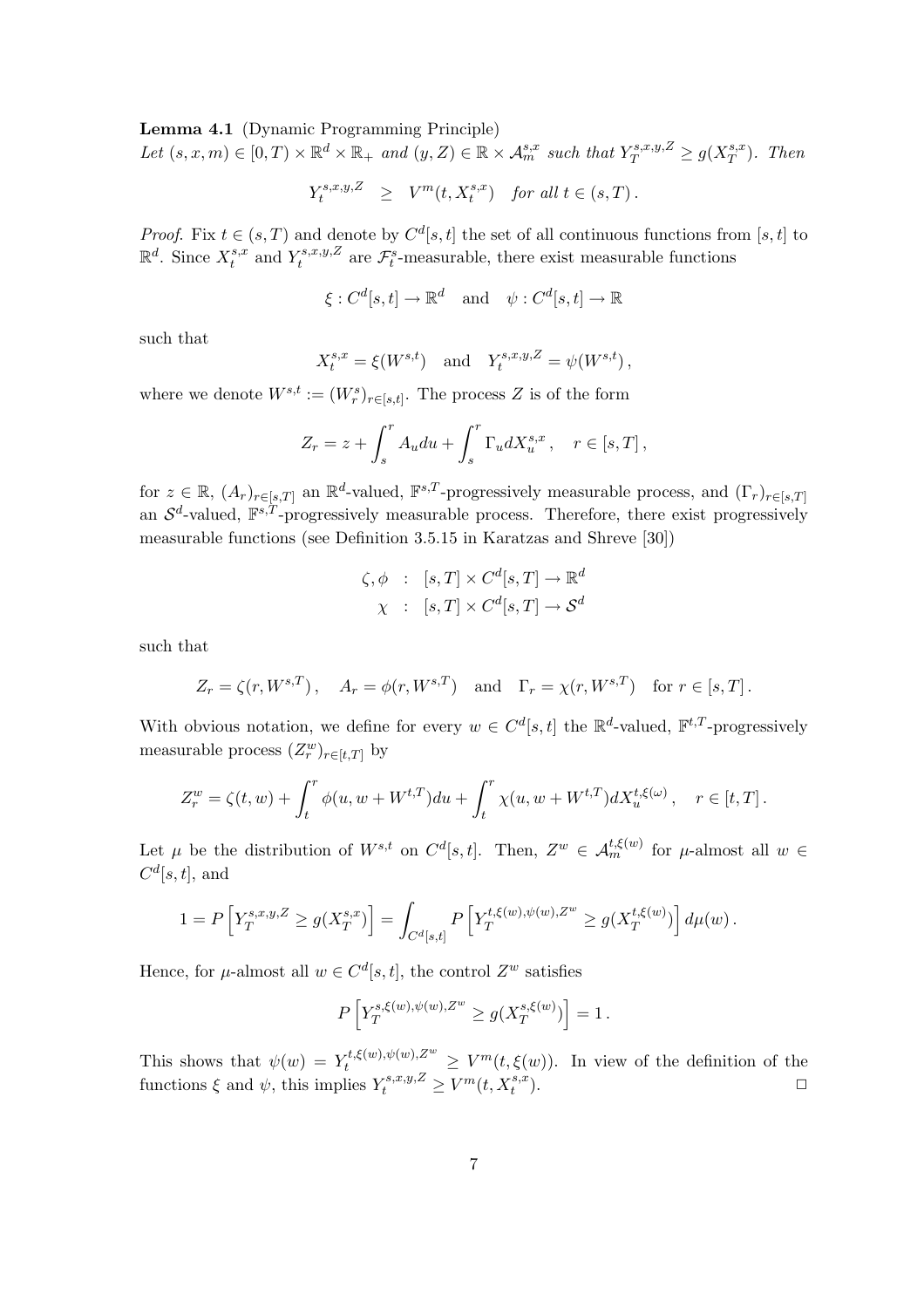**Lemma 4.1** (Dynamic Programming Principle)
*Let $(s, x, m) \in [0, T) \times \mathbb{R}^d \times \mathbb{R}_+$ and $(y, Z) \in \mathbb{R} \times \mathcal{A}_m^{s,x}$ such that $Y_T^{s,x,y,Z} \geq g(X_T^{s,x})$. Then*

$$Y_t^{s,x,y,Z} \quad \geq \quad V^m(t, X_t^{s,x}) \quad \textit{for all } t \in (s, T)\,.$$

*Proof.* Fix $t \in (s, T)$ and denote by $C^d[s, t]$ the set of all continuous functions from $[s, t]$ to $\mathbb{R}^d$. Since $X_t^{s,x}$ and $Y_t^{s,x,y,Z}$ are $\mathcal{F}_t^s$-measurable, there exist measurable functions

$$\xi : C^d[s, t] \to \mathbb{R}^d \quad \text{and} \quad \psi : C^d[s, t] \to \mathbb{R}$$

such that

$$X_t^{s,x} = \xi(W^{s,t}) \quad \text{and} \quad Y_t^{s,x,y,Z} = \psi(W^{s,t})\,,$$

where we denote $W^{s,t} := (W_r^s)_{r \in [s,t]}$. The process $Z$ is of the form

$$Z_r = z + \int_s^r A_u du + \int_s^r \Gamma_u dX_u^{s,x}\,, \quad r \in [s, T]\,,$$

for $z \in \mathbb{R}$, $(A_r)_{r \in [s,T]}$ an $\mathbb{R}^d$-valued, $\mathbb{F}^{s,T}$-progressively measurable process, and $(\Gamma_r)_{r \in [s,T]}$ an $\mathcal{S}^d$-valued, $\mathbb{F}^{s,T}$-progressively measurable process. Therefore, there exist progressively measurable functions (see Definition 3.5.15 in Karatzas and Shreve [30])

$$\begin{aligned} \zeta, \phi &: [s, T] \times C^d[s, T] \to \mathbb{R}^d \\ \chi &: [s, T] \times C^d[s, T] \to \mathcal{S}^d \end{aligned}$$

such that

$$Z_r = \zeta(r, W^{s,T})\,, \quad A_r = \phi(r, W^{s,T}) \quad \text{and} \quad \Gamma_r = \chi(r, W^{s,T}) \quad \text{for } r \in [s, T]\,.$$

With obvious notation, we define for every $w \in C^d[s, t]$ the $\mathbb{R}^d$-valued, $\mathbb{F}^{t,T}$-progressively measurable process $(Z_r^w)_{r \in [t,T]}$ by

$$Z_r^w = \zeta(t, w) + \int_t^r \phi(u, w + W^{t,T}) du + \int_t^r \chi(u, w + W^{t,T}) dX_u^{t,\xi(\omega)}\,, \quad r \in [t, T]\,.$$

Let $\mu$ be the distribution of $W^{s,t}$ on $C^d[s, t]$. Then, $Z^w \in \mathcal{A}_m^{t,\xi(w)}$ for $\mu$-almost all $w \in C^d[s, t]$, and

$$1 = P\left[Y_T^{s,x,y,Z} \geq g(X_T^{s,x})\right] = \int_{C^d[s,t]} P\left[Y_T^{t,\xi(w),\psi(w),Z^w} \geq g(X_T^{t,\xi(w)})\right] d\mu(w)\,.$$

Hence, for $\mu$-almost all $w \in C^d[s, t]$, the control $Z^w$ satisfies

$$P\left[Y_T^{s,\xi(w),\psi(w),Z^w} \geq g(X_T^{s,\xi(w)})\right] = 1\,.$$

This shows that $\psi(w) = Y_t^{t,\xi(w),\psi(w),Z^w} \geq V^m(t, \xi(w))$. In view of the definition of the functions $\xi$ and $\psi$, this implies $Y_t^{s,x,y,Z} \geq V^m(t, X_t^{s,x})$. □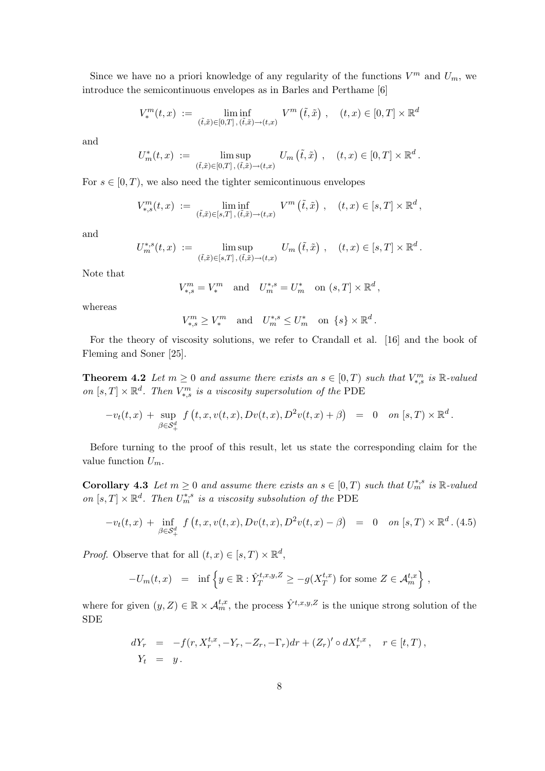Since we have no a priori knowledge of any regularity of the functions $V^m$ and $U_m$, we introduce the semicontinuous envelopes as in Barles and Perthame [6]

$$V_*^m(t,x) \;:=\; \liminf_{(\tilde t,\tilde x)\in[0,T]\,,\,(\tilde t,\tilde x)\to(t,x)} V^m\left(\tilde t,\tilde x\right)\,, \quad (t,x)\in[0,T]\times\mathbb{R}^d$$

and

$$U_m^*(t,x) \;:=\; \limsup_{(\tilde t,\tilde x)\in[0,T]\,,\,(\tilde t,\tilde x)\to(t,x)} U_m\left(\tilde t,\tilde x\right)\,, \quad (t,x)\in[0,T]\times\mathbb{R}^d\,.$$

For $s\in[0,T)$, we also need the tighter semicontinuous envelopes

$$V_{*,s}^m(t,x) \;:=\; \liminf_{(\tilde t,\tilde x)\in[s,T]\,,\,(\tilde t,\tilde x)\to(t,x)} V^m\left(\tilde t,\tilde x\right)\,, \quad (t,x)\in[s,T]\times\mathbb{R}^d\,,$$

and

$$U_m^{*,s}(t,x) \;:=\; \limsup_{(\tilde t,\tilde x)\in[s,T]\,,\,(\tilde t,\tilde x)\to(t,x)} U_m\left(\tilde t,\tilde x\right)\,, \quad (t,x)\in[s,T]\times\mathbb{R}^d\,.$$

Note that

$$V_{*,s}^m = V_*^m \quad \text{and} \quad U_m^{*,s} = U_m^* \quad \text{on } (s,T]\times\mathbb{R}^d\,,$$

whereas

$$V_{*,s}^m \geq V_*^m \quad \text{and} \quad U_m^{*,s} \leq U_m^* \quad \text{on } \{s\}\times\mathbb{R}^d\,.$$

For the theory of viscosity solutions, we refer to Crandall et al. [16] and the book of Fleming and Soner [25].

**Theorem 4.2** *Let $m\geq 0$ and assume there exists an $s\in[0,T)$ such that $V_{*,s}^m$ is $\mathbb{R}$-valued on $[s,T]\times\mathbb{R}^d$. Then $V_{*,s}^m$ is a viscosity supersolution of the* PDE

$$-v_t(t,x) + \sup_{\beta\in\mathcal{S}_+^d} f\left(t,x,v(t,x),Dv(t,x),D^2v(t,x)+\beta\right) \;=\; 0 \quad \text{on } [s,T)\times\mathbb{R}^d\,.$$

Before turning to the proof of this result, let us state the corresponding claim for the value function $U_m$.

**Corollary 4.3** *Let $m\geq 0$ and assume there exists an $s\in[0,T)$ such that $U_m^{*,s}$ is $\mathbb{R}$-valued on $[s,T]\times\mathbb{R}^d$. Then $U_m^{*,s}$ is a viscosity subsolution of the* PDE

$$-v_t(t,x) + \inf_{\beta\in\mathcal{S}_+^d} f\left(t,x,v(t,x),Dv(t,x),D^2v(t,x)-\beta\right) \;=\; 0 \quad \text{on } [s,T)\times\mathbb{R}^d\,. \tag{4.5}$$

*Proof.* Observe that for all $(t,x)\in[s,T)\times\mathbb{R}^d$,

$$-U_m(t,x) \;=\; \inf\left\{y\in\mathbb{R} : \hat Y_T^{t,x,y,Z} \geq -g(X_T^{t,x}) \text{ for some } Z\in\mathcal{A}_m^{t,x}\right\}\,,$$

where for given $(y,Z)\in\mathbb{R}\times\mathcal{A}_m^{t,x}$, the process $\hat Y^{t,x,y,Z}$ is the unique strong solution of the SDE

$$\begin{aligned}
dY_r &= -f(r,X_r^{t,x},-Y_r,-Z_r,-\Gamma_r)dr + (Z_r)'\circ dX_r^{t,x}\,, \quad r\in[t,T)\,,\\
Y_t &= y\,.
\end{aligned}$$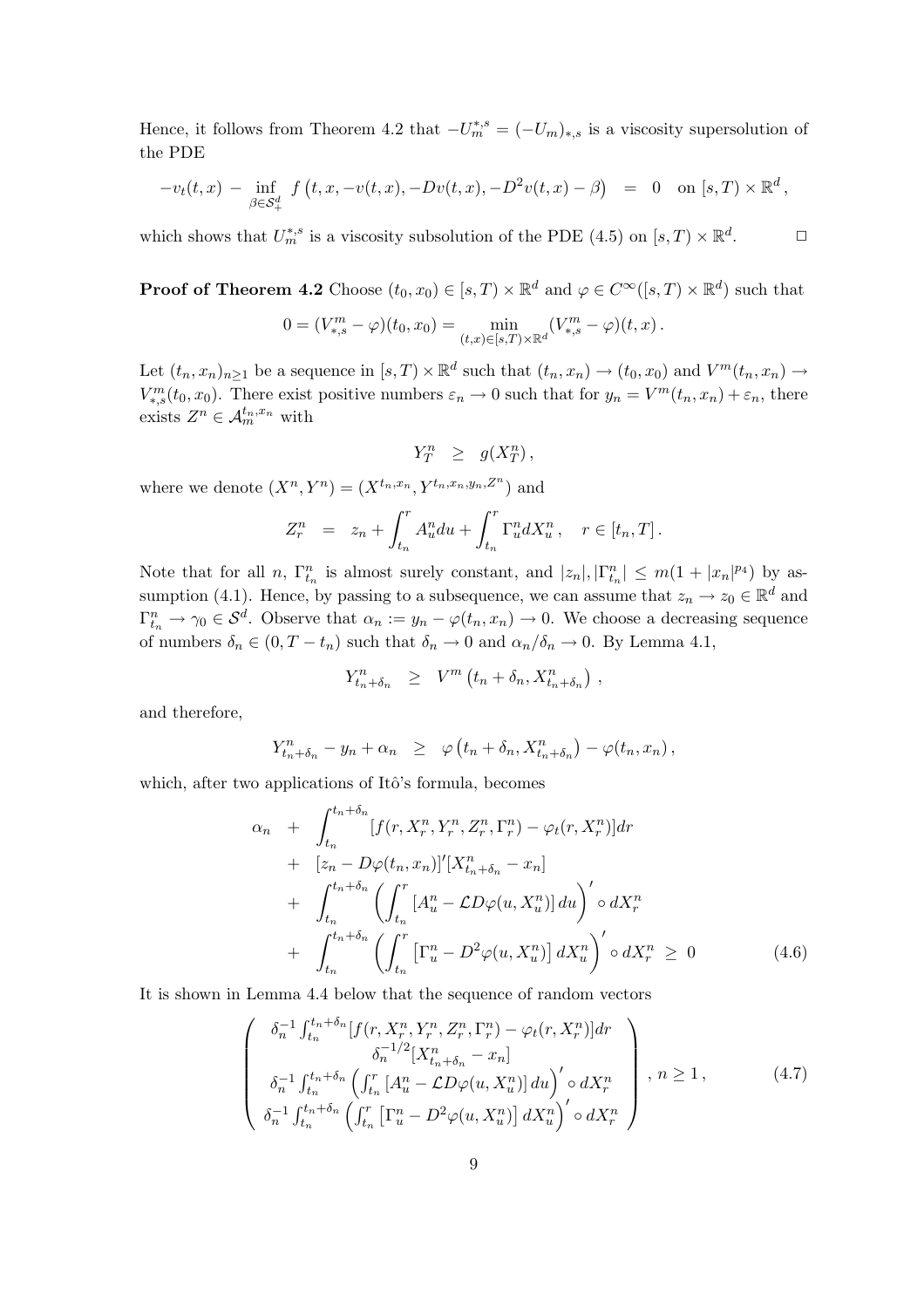Hence, it follows from Theorem 4.2 that $-U_m^{*,s} = (-U_m)_{*,s}$ is a viscosity supersolution of the PDE

$$-v_t(t,x) \; - \; \inf_{\beta \in \mathcal{S}_+^d} f\left(t, x, -v(t,x), -Dv(t,x), -D^2 v(t,x) - \beta\right) \;\; = \;\; 0 \quad \text{on } [s,T) \times \mathbb{R}^d \,,$$

which shows that $U_m^{*,s}$ is a viscosity subsolution of the PDE (4.5) on $[s,T) \times \mathbb{R}^d$. $\square$

**Proof of Theorem 4.2** Choose $(t_0, x_0) \in [s,T) \times \mathbb{R}^d$ and $\varphi \in C^\infty([s,T) \times \mathbb{R}^d)$ such that

$$0 = (V^m_{*,s} - \varphi)(t_0, x_0) = \min_{(t,x) \in [s,T) \times \mathbb{R}^d} (V^m_{*,s} - \varphi)(t,x) \,.$$

Let $(t_n, x_n)_{n \geq 1}$ be a sequence in $[s,T) \times \mathbb{R}^d$ such that $(t_n, x_n) \to (t_0, x_0)$ and $V^m(t_n, x_n) \to V^m_{*,s}(t_0, x_0)$. There exist positive numbers $\varepsilon_n \to 0$ such that for $y_n = V^m(t_n, x_n) + \varepsilon_n$, there exists $Z^n \in \mathcal{A}_m^{t_n, x_n}$ with

$$Y^n_T \;\; \geq \;\; g(X^n_T) \,,$$

where we denote $(X^n, Y^n) = (X^{t_n, x_n}, Y^{t_n, x_n, y_n, Z^n})$ and

$$Z^n_r \;\; = \;\; z_n + \int_{t_n}^r A^n_u du + \int_{t_n}^r \Gamma^n_u dX^n_u \,, \quad r \in [t_n, T] \,.$$

Note that for all $n$, $\Gamma^n_{t_n}$ is almost surely constant, and $|z_n|, |\Gamma^n_{t_n}| \leq m(1 + |x_n|^{p_4})$ by assumption (4.1). Hence, by passing to a subsequence, we can assume that $z_n \to z_0 \in \mathbb{R}^d$ and $\Gamma^n_{t_n} \to \gamma_0 \in \mathcal{S}^d$. Observe that $\alpha_n := y_n - \varphi(t_n, x_n) \to 0$. We choose a decreasing sequence of numbers $\delta_n \in (0, T - t_n)$ such that $\delta_n \to 0$ and $\alpha_n / \delta_n \to 0$. By Lemma 4.1,

$$Y^n_{t_n + \delta_n} \;\; \geq \;\; V^m\left(t_n + \delta_n, X^n_{t_n + \delta_n}\right) \,,$$

and therefore,

$$Y^n_{t_n + \delta_n} - y_n + \alpha_n \;\; \geq \;\; \varphi\left(t_n + \delta_n, X^n_{t_n + \delta_n}\right) - \varphi(t_n, x_n) \,,$$

which, after two applications of Itô's formula, becomes

$$\begin{aligned}
\alpha_n \;\; &+ \;\; \int_{t_n}^{t_n + \delta_n} [f(r, X^n_r, Y^n_r, Z^n_r, \Gamma^n_r) - \varphi_t(r, X^n_r)] dr \\
&+ \;\; [z_n - D\varphi(t_n, x_n)]'[X^n_{t_n + \delta_n} - x_n] \\
&+ \;\; \int_{t_n}^{t_n + \delta_n} \left( \int_{t_n}^r [A^n_u - \mathcal{L} D\varphi(u, X^n_u)] \, du \right)' \circ dX^n_r \\
&+ \;\; \int_{t_n}^{t_n + \delta_n} \left( \int_{t_n}^r \left[\Gamma^n_u - D^2 \varphi(u, X^n_u)\right] dX^n_u \right)' \circ dX^n_r \;\geq\; 0
\end{aligned} \tag{4.6}$$

It is shown in Lemma 4.4 below that the sequence of random vectors

$$\left( \begin{array}{c}
\delta_n^{-1} \int_{t_n}^{t_n + \delta_n} [f(r, X^n_r, Y^n_r, Z^n_r, \Gamma^n_r) - \varphi_t(r, X^n_r)] dr \\
\delta_n^{-1/2} [X^n_{t_n + \delta_n} - x_n] \\
\delta_n^{-1} \int_{t_n}^{t_n + \delta_n} \left( \int_{t_n}^r [A^n_u - \mathcal{L} D\varphi(u, X^n_u)] \, du \right)' \circ dX^n_r \\
\delta_n^{-1} \int_{t_n}^{t_n + \delta_n} \left( \int_{t_n}^r \left[\Gamma^n_u - D^2 \varphi(u, X^n_u)\right] dX^n_u \right)' \circ dX^n_r
\end{array} \right) , \; n \geq 1 \,, \tag{4.7}$$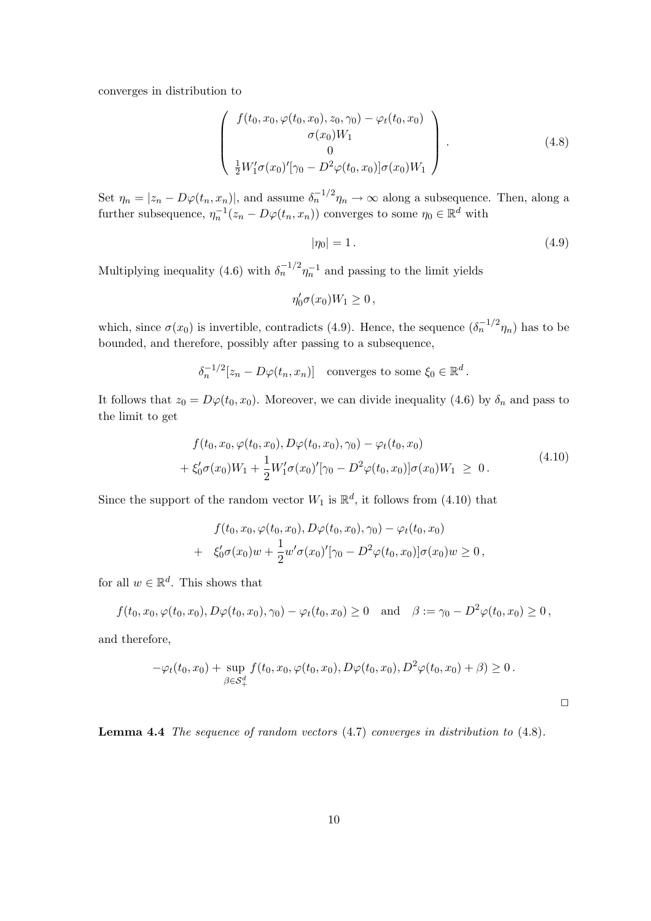converges in distribution to

$$
\left( \begin{array}{c} f(t_0, x_0, \varphi(t_0, x_0), z_0, \gamma_0) - \varphi_t(t_0, x_0) \\ \sigma(x_0) W_1 \\ 0 \\ \frac{1}{2} W_1' \sigma(x_0)' [\gamma_0 - D^2 \varphi(t_0, x_0)] \sigma(x_0) W_1 \end{array} \right) . \tag{4.8}
$$

Set $\eta_n = |z_n - D\varphi(t_n, x_n)|$, and assume $\delta_n^{-1/2} \eta_n \to \infty$ along a subsequence. Then, along a further subsequence, $\eta_n^{-1}(z_n - D\varphi(t_n, x_n))$ converges to some $\eta_0 \in \mathbb{R}^d$ with

$$
|\eta_0| = 1 . \tag{4.9}
$$

Multiplying inequality (4.6) with $\delta_n^{-1/2} \eta_n^{-1}$ and passing to the limit yields

$$
\eta_0' \sigma(x_0) W_1 \geq 0 ,
$$

which, since $\sigma(x_0)$ is invertible, contradicts (4.9). Hence, the sequence $(\delta_n^{-1/2} \eta_n)$ has to be bounded, and therefore, possibly after passing to a subsequence,

$$
\delta_n^{-1/2} [z_n - D\varphi(t_n, x_n)] \quad \text{converges to some } \xi_0 \in \mathbb{R}^d .
$$

It follows that $z_0 = D\varphi(t_0, x_0)$. Moreover, we can divide inequality (4.6) by $\delta_n$ and pass to the limit to get

$$
\begin{aligned} & f(t_0, x_0, \varphi(t_0, x_0), D\varphi(t_0, x_0), \gamma_0) - \varphi_t(t_0, x_0) \\ & + \xi_0' \sigma(x_0) W_1 + \frac{1}{2} W_1' \sigma(x_0)' [\gamma_0 - D^2 \varphi(t_0, x_0)] \sigma(x_0) W_1 \ \geq \ 0 . \end{aligned} \tag{4.10}
$$

Since the support of the random vector $W_1$ is $\mathbb{R}^d$, it follows from (4.10) that

$$
\begin{aligned} & f(t_0, x_0, \varphi(t_0, x_0), D\varphi(t_0, x_0), \gamma_0) - \varphi_t(t_0, x_0) \\ + \ & \xi_0' \sigma(x_0) w + \frac{1}{2} w' \sigma(x_0)' [\gamma_0 - D^2 \varphi(t_0, x_0)] \sigma(x_0) w \geq 0 , \end{aligned}
$$

for all $w \in \mathbb{R}^d$. This shows that

$$
f(t_0, x_0, \varphi(t_0, x_0), D\varphi(t_0, x_0), \gamma_0) - \varphi_t(t_0, x_0) \geq 0 \quad \text{and} \quad \beta := \gamma_0 - D^2 \varphi(t_0, x_0) \geq 0 ,
$$

and therefore,

$$
-\varphi_t(t_0, x_0) + \sup_{\beta \in \mathcal{S}_+^d} f(t_0, x_0, \varphi(t_0, x_0), D\varphi(t_0, x_0), D^2 \varphi(t_0, x_0) + \beta) \geq 0 .
$$

□

**Lemma 4.4** *The sequence of random vectors* (4.7) *converges in distribution to* (4.8).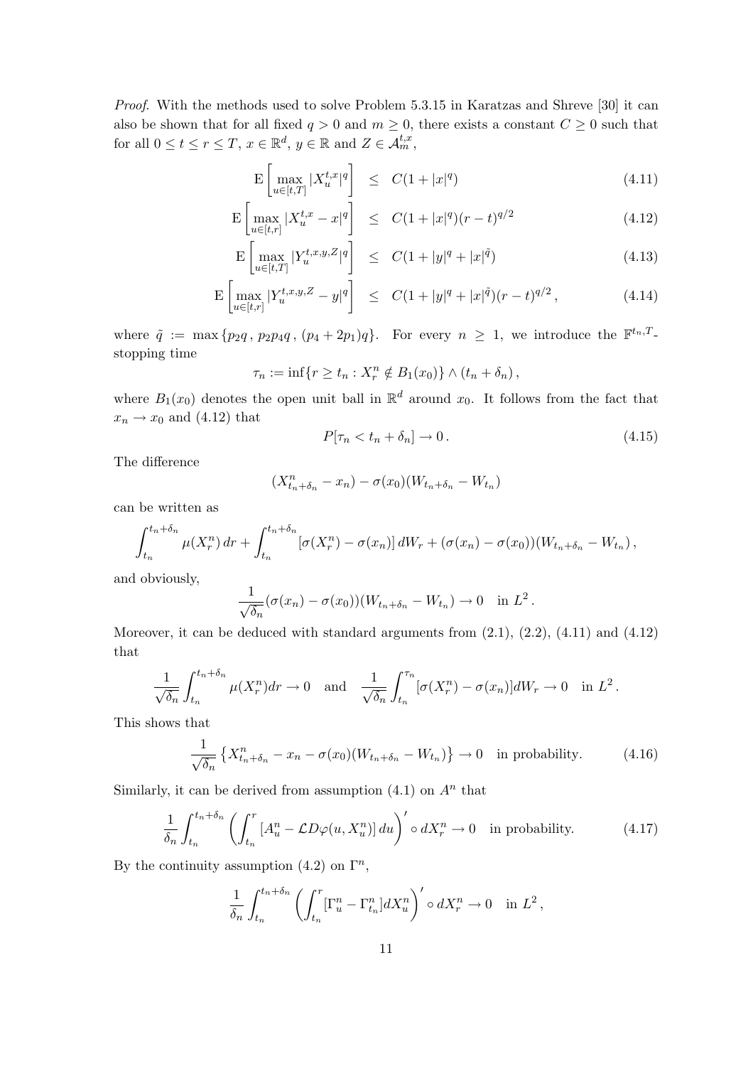*Proof.* With the methods used to solve Problem 5.3.15 in Karatzas and Shreve [30] it can also be shown that for all fixed $q > 0$ and $m \geq 0$, there exists a constant $C \geq 0$ such that for all $0 \leq t \leq r \leq T$, $x \in \mathbb{R}^d$, $y \in \mathbb{R}$ and $Z \in \mathcal{A}_m^{t,x}$,

$$
\begin{aligned}
\mathrm{E}\left[\max_{u \in [t,T]} |X_u^{t,x}|^q\right] &\leq C(1 + |x|^q) && (4.11)\\
\mathrm{E}\left[\max_{u \in [t,r]} |X_u^{t,x} - x|^q\right] &\leq C(1 + |x|^q)(r-t)^{q/2} && (4.12)\\
\mathrm{E}\left[\max_{u \in [t,T]} |Y_u^{t,x,y,Z}|^q\right] &\leq C(1 + |y|^q + |x|^{\tilde{q}}) && (4.13)\\
\mathrm{E}\left[\max_{u \in [t,r]} |Y_u^{t,x,y,Z} - y|^q\right] &\leq C(1 + |y|^q + |x|^{\tilde{q}})(r-t)^{q/2}\,, && (4.14)
\end{aligned}
$$

where $\tilde{q} := \max\{p_2 q\,,\, p_2 p_4 q\,,\, (p_4 + 2p_1)q\}$. For every $n \geq 1$, we introduce the $\mathbb{F}^{t_n,T}$-stopping time

$$
\tau_n := \inf\{r \geq t_n : X_r^n \notin B_1(x_0)\} \wedge (t_n + \delta_n)\,,
$$

where $B_1(x_0)$ denotes the open unit ball in $\mathbb{R}^d$ around $x_0$. It follows from the fact that $x_n \to x_0$ and (4.12) that

$$
P[\tau_n < t_n + \delta_n] \to 0\,. \tag{4.15}
$$

The difference

$$
(X_{t_n+\delta_n}^n - x_n) - \sigma(x_0)(W_{t_n+\delta_n} - W_{t_n})
$$

can be written as

$$
\int_{t_n}^{t_n+\delta_n} \mu(X_r^n)\,dr + \int_{t_n}^{t_n+\delta_n} [\sigma(X_r^n) - \sigma(x_n)]\,dW_r + (\sigma(x_n) - \sigma(x_0))(W_{t_n+\delta_n} - W_{t_n})\,,
$$

and obviously,

$$
\frac{1}{\sqrt{\delta_n}}(\sigma(x_n) - \sigma(x_0))(W_{t_n+\delta_n} - W_{t_n}) \to 0 \quad \text{in } L^2\,.
$$

Moreover, it can be deduced with standard arguments from (2.1), (2.2), (4.11) and (4.12) that

$$
\frac{1}{\sqrt{\delta_n}} \int_{t_n}^{t_n+\delta_n} \mu(X_r^n)dr \to 0 \quad \text{and} \quad \frac{1}{\sqrt{\delta_n}} \int_{t_n}^{\tau_n} [\sigma(X_r^n) - \sigma(x_n)]dW_r \to 0 \quad \text{in } L^2\,.
$$

This shows that

$$
\frac{1}{\sqrt{\delta_n}} \left\{X_{t_n+\delta_n}^n - x_n - \sigma(x_0)(W_{t_n+\delta_n} - W_{t_n})\right\} \to 0 \quad \text{in probability.} \tag{4.16}
$$

Similarly, it can be derived from assumption (4.1) on $A^n$ that

$$
\frac{1}{\delta_n} \int_{t_n}^{t_n+\delta_n} \left(\int_{t_n}^r [A_u^n - \mathcal{L}D\varphi(u, X_u^n)]\,du\right)' \circ dX_r^n \to 0 \quad \text{in probability.} \tag{4.17}
$$

By the continuity assumption (4.2) on $\Gamma^n$,

$$
\frac{1}{\delta_n} \int_{t_n}^{t_n+\delta_n} \left(\int_{t_n}^r [\Gamma_u^n - \Gamma_{t_n}^n] dX_u^n\right)' \circ dX_r^n \to 0 \quad \text{in } L^2\,,
$$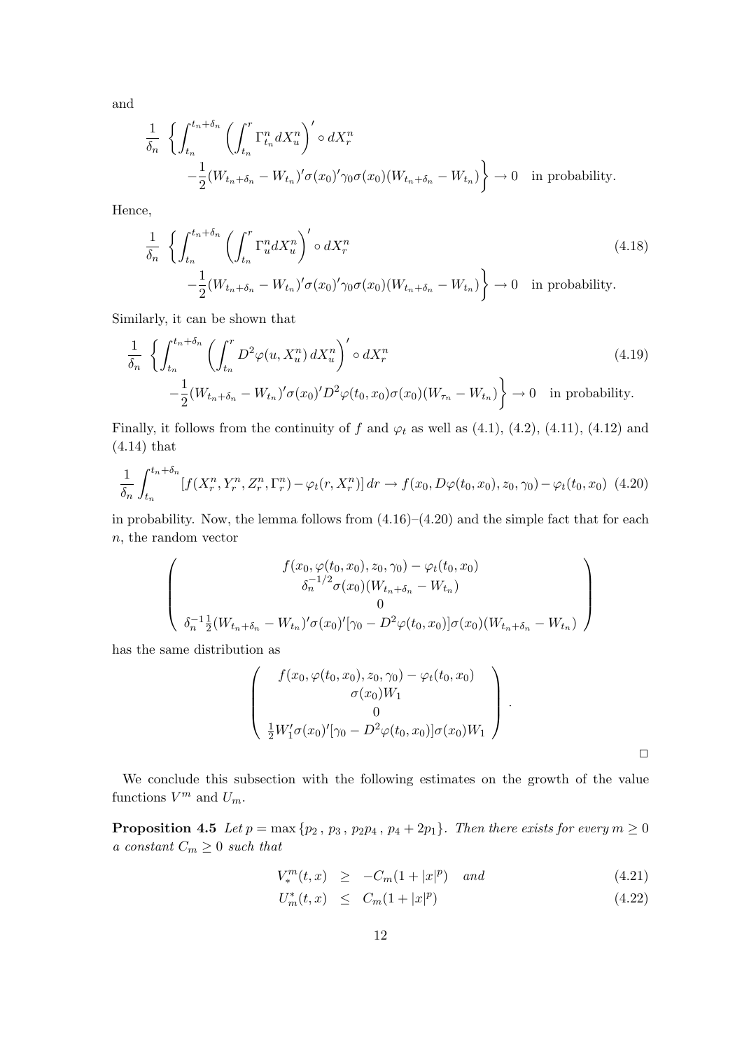and

$$
\frac{1}{\delta_n} \left\{ \int_{t_n}^{t_n+\delta_n} \left( \int_{t_n}^{r} \Gamma^n_{t_n} dX^n_u \right)' \circ dX^n_r \right.
\left. - \frac{1}{2} (W_{t_n+\delta_n} - W_{t_n})' \sigma(x_0)' \gamma_0 \sigma(x_0) (W_{t_n+\delta_n} - W_{t_n}) \right\} \to 0 \quad \text{in probability.}
$$

Hence,

$$
\frac{1}{\delta_n} \left\{ \int_{t_n}^{t_n+\delta_n} \left( \int_{t_n}^{r} \Gamma^n_{u} dX^n_u \right)' \circ dX^n_r \right.
\left. - \frac{1}{2} (W_{t_n+\delta_n} - W_{t_n})' \sigma(x_0)' \gamma_0 \sigma(x_0) (W_{t_n+\delta_n} - W_{t_n}) \right\} \to 0 \quad \text{in probability.} \tag{4.18}
$$

Similarly, it can be shown that

$$
\frac{1}{\delta_n} \left\{ \int_{t_n}^{t_n+\delta_n} \left( \int_{t_n}^{r} D^2\varphi(u, X^n_u) \, dX^n_u \right)' \circ dX^n_r \right.
\left. - \frac{1}{2} (W_{t_n+\delta_n} - W_{t_n})' \sigma(x_0)' D^2\varphi(t_0, x_0) \sigma(x_0) (W_{\tau_n} - W_{t_n}) \right\} \to 0 \quad \text{in probability.} \tag{4.19}
$$

Finally, it follows from the continuity of $f$ and $\varphi_t$ as well as (4.1), (4.2), (4.11), (4.12) and (4.14) that

$$
\frac{1}{\delta_n} \int_{t_n}^{t_n+\delta_n} [f(X^n_r, Y^n_r, Z^n_r, \Gamma^n_r) - \varphi_t(r, X^n_r)] \, dr \to f(x_0, D\varphi(t_0, x_0), z_0, \gamma_0) - \varphi_t(t_0, x_0) \tag{4.20}
$$

in probability. Now, the lemma follows from (4.16)–(4.20) and the simple fact that for each $n$, the random vector

$$
\begin{pmatrix}
f(x_0, \varphi(t_0, x_0), z_0, \gamma_0) - \varphi_t(t_0, x_0) \\
\delta_n^{-1/2} \sigma(x_0)(W_{t_n+\delta_n} - W_{t_n}) \\
0 \\
\delta_n^{-1} \frac{1}{2} (W_{t_n+\delta_n} - W_{t_n})' \sigma(x_0)' [\gamma_0 - D^2\varphi(t_0, x_0)] \sigma(x_0) (W_{t_n+\delta_n} - W_{t_n})
\end{pmatrix}
$$

has the same distribution as

$$
\begin{pmatrix}
f(x_0, \varphi(t_0, x_0), z_0, \gamma_0) - \varphi_t(t_0, x_0) \\
\sigma(x_0) W_1 \\
0 \\
\frac{1}{2} W_1' \sigma(x_0)' [\gamma_0 - D^2\varphi(t_0, x_0)] \sigma(x_0) W_1
\end{pmatrix}.
$$

□

We conclude this subsection with the following estimates on the growth of the value functions $V^m$ and $U_m$.

**Proposition 4.5** *Let $p = \max\{p_2\,,\, p_3\,,\, p_2 p_4\,,\, p_4 + 2p_1\}$. Then there exists for every $m \geq 0$ a constant $C_m \geq 0$ such that*

$$
V^m_*(t, x) \;\geq\; -C_m(1 + |x|^p) \quad \text{and} \tag{4.21}
$$

$$
U^*_m(t, x) \;\leq\; C_m(1 + |x|^p) \tag{4.22}
$$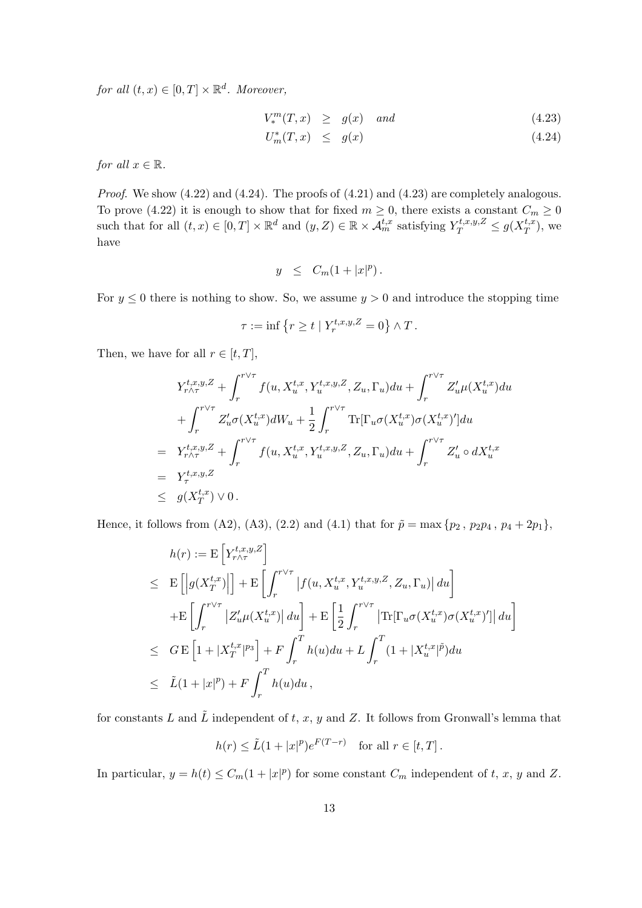*for all* $(t,x) \in [0,T] \times \mathbb{R}^d$. *Moreover,*

$$
\begin{aligned}
V_*^m(T,x) &\geq g(x) \quad \textit{and} && (4.23)\\
U_m^*(T,x) &\leq g(x) && (4.24)
\end{aligned}
$$

*for all* $x \in \mathbb{R}$.

*Proof.* We show (4.22) and (4.24). The proofs of (4.21) and (4.23) are completely analogous. To prove (4.22) it is enough to show that for fixed $m \geq 0$, there exists a constant $C_m \geq 0$ such that for all $(t,x) \in [0,T] \times \mathbb{R}^d$ and $(y,Z) \in \mathbb{R} \times \mathcal{A}_m^{t,x}$ satisfying $Y_T^{t,x,y,Z} \leq g(X_T^{t,x})$, we have

$$
y \leq C_m(1 + |x|^p)\,.
$$

For $y \leq 0$ there is nothing to show. So, we assume $y > 0$ and introduce the stopping time

$$
\tau := \inf\left\{r \geq t \mid Y_r^{t,x,y,Z} = 0\right\} \wedge T\,.
$$

Then, we have for all $r \in [t,T]$,

$$
\begin{aligned}
& Y_{r\wedge\tau}^{t,x,y,Z} + \int_r^{r\vee\tau} f(u, X_u^{t,x}, Y_u^{t,x,y,Z}, Z_u, \Gamma_u)du + \int_r^{r\vee\tau} Z_u'\mu(X_u^{t,x})du \\
& + \int_r^{r\vee\tau} Z_u'\sigma(X_u^{t,x})dW_u + \frac{1}{2}\int_r^{r\vee\tau} \mathrm{Tr}[\Gamma_u\sigma(X_u^{t,x})\sigma(X_u^{t,x})']du \\
= \; & Y_{r\wedge\tau}^{t,x,y,Z} + \int_r^{r\vee\tau} f(u, X_u^{t,x}, Y_u^{t,x,y,Z}, Z_u, \Gamma_u)du + \int_r^{r\vee\tau} Z_u' \circ dX_u^{t,x} \\
= \; & Y_\tau^{t,x,y,Z} \\
\leq \; & g(X_T^{t,x}) \vee 0\,.
\end{aligned}
$$

Hence, it follows from (A2), (A3), (2.2) and (4.1) that for $\tilde{p} = \max\{p_2\,,\, p_2p_4\,,\, p_4 + 2p_1\}$,

$$
\begin{aligned}
& h(r) := \mathrm{E}\left[Y_{r\wedge\tau}^{t,x,y,Z}\right] \\
\leq \; & \mathrm{E}\left[\left|g(X_T^{t,x})\right|\right] + \mathrm{E}\left[\int_r^{r\vee\tau} \left|f(u, X_u^{t,x}, Y_u^{t,x,y,Z}, Z_u, \Gamma_u)\right| du\right] \\
& + \mathrm{E}\left[\int_r^{r\vee\tau} \left|Z_u'\mu(X_u^{t,x})\right| du\right] + \mathrm{E}\left[\frac{1}{2}\int_r^{r\vee\tau} \left|\mathrm{Tr}[\Gamma_u\sigma(X_u^{t,x})\sigma(X_u^{t,x})']\right| du\right] \\
\leq \; & G\,\mathrm{E}\left[1 + |X_T^{t,x}|^{p_3}\right] + F\int_r^T h(u)du + L\int_r^T (1 + |X_u^{t,x}|^{\tilde{p}})du \\
\leq \; & \tilde{L}(1 + |x|^p) + F\int_r^T h(u)du\,,
\end{aligned}
$$

for constants $L$ and $\tilde{L}$ independent of $t$, $x$, $y$ and $Z$. It follows from Gronwall's lemma that

$$
h(r) \leq \tilde{L}(1 + |x|^p)e^{F(T-r)} \quad \text{for all } r \in [t,T]\,.
$$

In particular, $y = h(t) \leq C_m(1 + |x|^p)$ for some constant $C_m$ independent of $t$, $x$, $y$ and $Z$.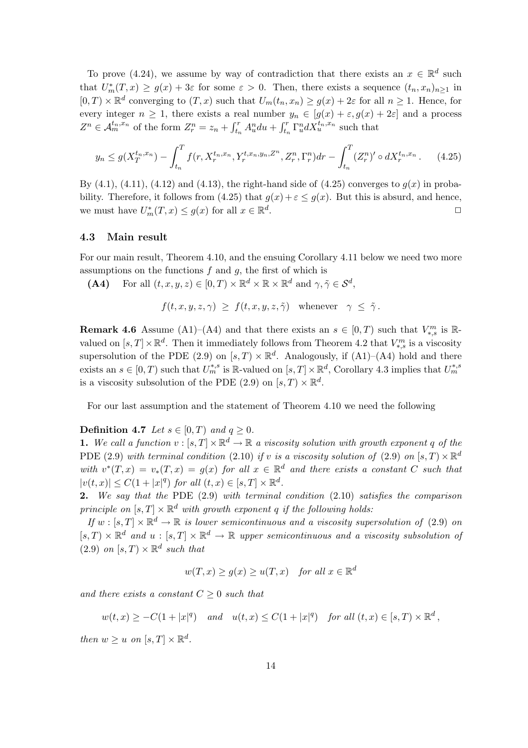To prove (4.24), we assume by way of contradiction that there exists an $x \in \mathbb{R}^d$ such that $U^*_m(T,x) \geq g(x) + 3\varepsilon$ for some $\varepsilon > 0$. Then, there exists a sequence $(t_n, x_n)_{n \geq 1}$ in $[0,T) \times \mathbb{R}^d$ converging to $(T,x)$ such that $U_m(t_n, x_n) \geq g(x) + 2\varepsilon$ for all $n \geq 1$. Hence, for every integer $n \geq 1$, there exists a real number $y_n \in [g(x)+\varepsilon, g(x)+2\varepsilon]$ and a process $Z^n \in \mathcal{A}^{t_n, x_n}_m$ of the form $Z^n_r = z_n + \int_{t_n}^r A^n_u du + \int_{t_n}^r \Gamma^n_u dX^{t_n,x_n}_u$ such that

$$y_n \leq g(X^{t_n,x_n}_T) - \int_{t_n}^T f(r, X^{t_n,x_n}_r, Y^{t,x_n,y_n,Z^n}_r, Z^n_r, \Gamma^n_r) dr - \int_{t_n}^T (Z^n_r)' \circ dX^{t_n,x_n}_r . \qquad (4.25)$$

By (4.1), (4.11), (4.12) and (4.13), the right-hand side of (4.25) converges to $g(x)$ in probability. Therefore, it follows from (4.25) that $g(x) + \varepsilon \leq g(x)$. But this is absurd, and hence, we must have $U^*_m(T,x) \leq g(x)$ for all $x \in \mathbb{R}^d$. □

### 4.3 Main result

For our main result, Theorem 4.10, and the ensuing Corollary 4.11 below we need two more assumptions on the functions $f$ and $g$, the first of which is

**(A4)** For all $(t,x,y,z) \in [0,T) \times \mathbb{R}^d \times \mathbb{R} \times \mathbb{R}^d$ and $\gamma, \tilde{\gamma} \in \mathcal{S}^d$,

$$f(t,x,y,z,\gamma) \; \geq \; f(t,x,y,z,\tilde{\gamma}) \quad \text{whenever} \quad \gamma \; \leq \; \tilde{\gamma} .$$

**Remark 4.6** Assume (A1)–(A4) and that there exists an $s \in [0,T)$ such that $V^m_{*,s}$ is $\mathbb{R}$-valued on $[s,T] \times \mathbb{R}^d$. Then it immediately follows from Theorem 4.2 that $V^m_{*,s}$ is a viscosity supersolution of the PDE (2.9) on $[s,T) \times \mathbb{R}^d$. Analogously, if (A1)–(A4) hold and there exists an $s \in [0,T)$ such that $U^{*,s}_m$ is $\mathbb{R}$-valued on $[s,T] \times \mathbb{R}^d$, Corollary 4.3 implies that $U^{*,s}_m$ is a viscosity subsolution of the PDE (2.9) on $[s,T) \times \mathbb{R}^d$.

For our last assumption and the statement of Theorem 4.10 we need the following

**Definition 4.7** *Let $s \in [0,T)$ and $q \geq 0$.*

**1.** *We call a function $v : [s,T] \times \mathbb{R}^d \to \mathbb{R}$ a viscosity solution with growth exponent $q$ of the* PDE (2.9) *with terminal condition* (2.10) *if $v$ is a viscosity solution of* (2.9) *on $[s,T) \times \mathbb{R}^d$ with $v^*(T,x) = v_*(T,x) = g(x)$ for all $x \in \mathbb{R}^d$ and there exists a constant $C$ such that $|v(t,x)| \leq C(1+|x|^q)$ for all $(t,x) \in [s,T] \times \mathbb{R}^d$.*

**2.** *We say that the* PDE (2.9) *with terminal condition* (2.10) *satisfies the comparison principle on $[s,T] \times \mathbb{R}^d$ with growth exponent $q$ if the following holds:*

*If $w : [s,T] \times \mathbb{R}^d \to \mathbb{R}$ is lower semicontinuous and a viscosity supersolution of* (2.9) *on $[s,T) \times \mathbb{R}^d$ and $u : [s,T] \times \mathbb{R}^d \to \mathbb{R}$ upper semicontinuous and a viscosity subsolution of* (2.9) *on $[s,T) \times \mathbb{R}^d$ such that*

$$w(T,x) \geq g(x) \geq u(T,x) \quad \textit{for all } x \in \mathbb{R}^d$$

*and there exists a constant $C \geq 0$ such that*

$$w(t,x) \geq -C(1+|x|^q) \quad \textit{and} \quad u(t,x) \leq C(1+|x|^q) \quad \textit{for all } (t,x) \in [s,T) \times \mathbb{R}^d ,$$

*then $w \geq u$ on $[s,T] \times \mathbb{R}^d$.*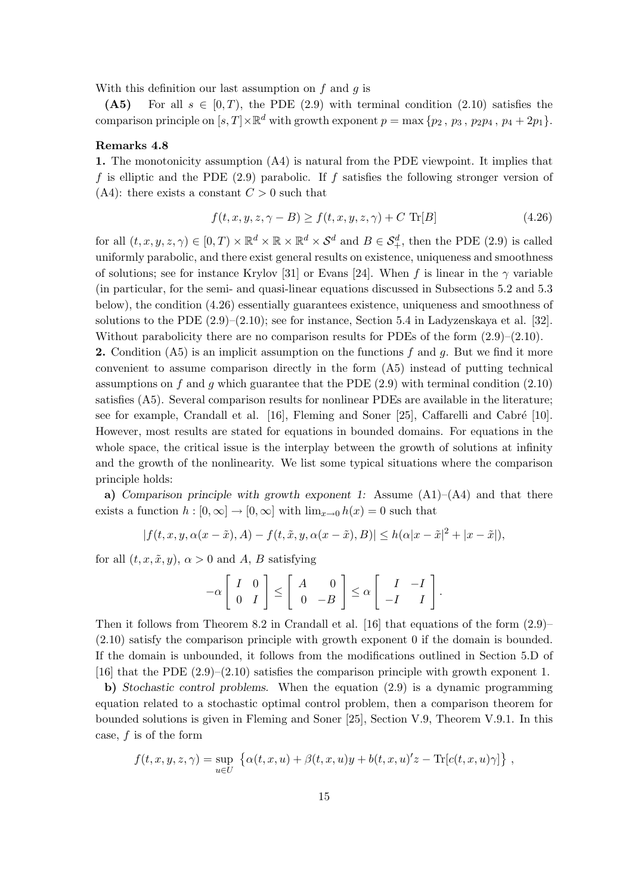With this definition our last assumption on $f$ and $g$ is

**(A5)** For all $s \in [0,T)$, the PDE (2.9) with terminal condition (2.10) satisfies the comparison principle on $[s,T] \times \mathbb{R}^d$ with growth exponent $p = \max\{p_2\,,\, p_3\,,\, p_2 p_4\,,\, p_4 + 2p_1\}$.

**Remarks 4.8**

**1.** The monotonicity assumption (A4) is natural from the PDE viewpoint. It implies that $f$ is elliptic and the PDE (2.9) parabolic. If $f$ satisfies the following stronger version of (A4): there exists a constant $C > 0$ such that

$$f(t,x,y,z,\gamma - B) \geq f(t,x,y,z,\gamma) + C\ \mathrm{Tr}[B] \tag{4.26}$$

for all $(t,x,y,z,\gamma) \in [0,T) \times \mathbb{R}^d \times \mathbb{R} \times \mathbb{R}^d \times \mathcal{S}^d$ and $B \in \mathcal{S}^d_+$, then the PDE (2.9) is called uniformly parabolic, and there exist general results on existence, uniqueness and smoothness of solutions; see for instance Krylov [31] or Evans [24]. When $f$ is linear in the $\gamma$ variable (in particular, for the semi- and quasi-linear equations discussed in Subsections 5.2 and 5.3 below), the condition (4.26) essentially guarantees existence, uniqueness and smoothness of solutions to the PDE (2.9)–(2.10); see for instance, Section 5.4 in Ladyzenskaya et al. [32]. Without parabolicity there are no comparison results for PDEs of the form (2.9)–(2.10).

**2.** Condition (A5) is an implicit assumption on the functions $f$ and $g$. But we find it more convenient to assume comparison directly in the form (A5) instead of putting technical assumptions on $f$ and $g$ which guarantee that the PDE (2.9) with terminal condition (2.10) satisfies (A5). Several comparison results for nonlinear PDEs are available in the literature; see for example, Crandall et al. [16], Fleming and Soner [25], Caffarelli and Cabré [10]. However, most results are stated for equations in bounded domains. For equations in the whole space, the critical issue is the interplay between the growth of solutions at infinity and the growth of the nonlinearity. We list some typical situations where the comparison principle holds:

**a)** *Comparison principle with growth exponent 1:* Assume (A1)–(A4) and that there exists a function $h : [0,\infty] \to [0,\infty]$ with $\lim_{x \to 0} h(x) = 0$ such that

$$|f(t,x,y,\alpha(x-\tilde{x}),A) - f(t,\tilde{x},y,\alpha(x-\tilde{x}),B)| \leq h(\alpha|x-\tilde{x}|^2 + |x-\tilde{x}|),$$

for all $(t,x,\tilde{x},y)$, $\alpha > 0$ and $A$, $B$ satisfying

$$-\alpha \begin{bmatrix} I & 0 \\ 0 & I \end{bmatrix} \leq \begin{bmatrix} A & 0 \\ 0 & -B \end{bmatrix} \leq \alpha \begin{bmatrix} I & -I \\ -I & I \end{bmatrix}.$$

Then it follows from Theorem 8.2 in Crandall et al. [16] that equations of the form (2.9)–(2.10) satisfy the comparison principle with growth exponent 0 if the domain is bounded. If the domain is unbounded, it follows from the modifications outlined in Section 5.D of [16] that the PDE (2.9)–(2.10) satisfies the comparison principle with growth exponent 1.

**b)** *Stochastic control problems.* When the equation (2.9) is a dynamic programming equation related to a stochastic optimal control problem, then a comparison theorem for bounded solutions is given in Fleming and Soner [25], Section V.9, Theorem V.9.1. In this case, $f$ is of the form

$$f(t,x,y,z,\gamma) = \sup_{u \in U} \left\{ \alpha(t,x,u) + \beta(t,x,u) y + b(t,x,u)' z - \mathrm{Tr}[c(t,x,u)\gamma] \right\},$$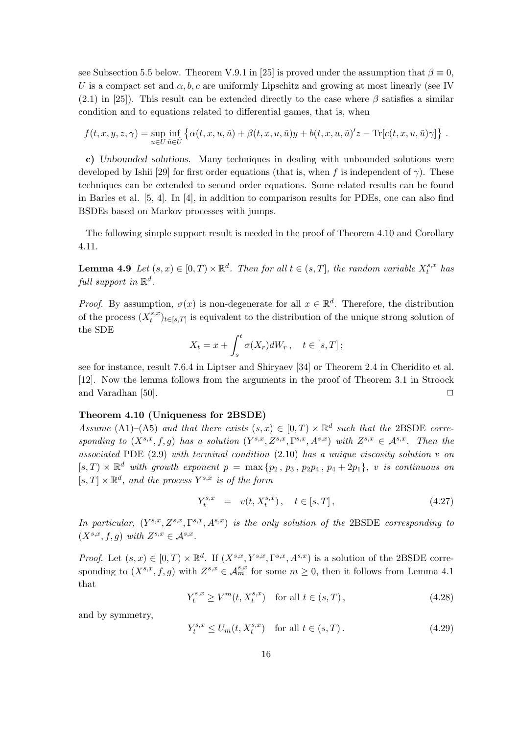see Subsection 5.5 below. Theorem V.9.1 in [25] is proved under the assumption that $\beta \equiv 0$, $U$ is a compact set and $\alpha, b, c$ are uniformly Lipschitz and growing at most linearly (see IV (2.1) in [25]). This result can be extended directly to the case where $\beta$ satisfies a similar condition and to equations related to differential games, that is, when

$$
f(t,x,y,z,\gamma) = \sup_{u \in U} \inf_{\tilde{u} \in \tilde{U}} \left\{ \alpha(t,x,u,\tilde{u}) + \beta(t,x,u,\tilde{u})y + b(t,x,u,\tilde{u})'z - \mathrm{Tr}[c(t,x,u,\tilde{u})\gamma] \right\} .
$$

**c)** *Unbounded solutions*. Many techniques in dealing with unbounded solutions were developed by Ishii [29] for first order equations (that is, when $f$ is independent of $\gamma$). These techniques can be extended to second order equations. Some related results can be found in Barles et al. [5, 4]. In [4], in addition to comparison results for PDEs, one can also find BSDEs based on Markov processes with jumps.

The following simple support result is needed in the proof of Theorem 4.10 and Corollary 4.11.

**Lemma 4.9** *Let $(s,x) \in [0,T) \times \mathbb{R}^d$. Then for all $t \in (s,T]$, the random variable $X_t^{s,x}$ has full support in $\mathbb{R}^d$.*

*Proof.* By assumption, $\sigma(x)$ is non-degenerate for all $x \in \mathbb{R}^d$. Therefore, the distribution of the process $(X_t^{s,x})_{t \in [s,T]}$ is equivalent to the distribution of the unique strong solution of the SDE

$$
X_t = x + \int_s^t \sigma(X_r) dW_r \,, \quad t \in [s,T] \,;
$$

see for instance, result 7.6.4 in Liptser and Shiryaev [34] or Theorem 2.4 in Cheridito et al. [12]. Now the lemma follows from the arguments in the proof of Theorem 3.1 in Stroock and Varadhan [50]. $\Box$

**Theorem 4.10 (Uniqueness for 2BSDE)**
*Assume* (A1)–(A5) *and that there exists $(s,x) \in [0,T) \times \mathbb{R}^d$ such that the* 2BSDE *corresponding to $(X^{s,x}, f, g)$ has a solution $(Y^{s,x}, Z^{s,x}, \Gamma^{s,x}, A^{s,x})$ with $Z^{s,x} \in \mathcal{A}^{s,x}$. Then the associated* PDE (2.9) *with terminal condition* (2.10) *has a unique viscosity solution $v$ on $[s,T) \times \mathbb{R}^d$ with growth exponent $p = \max\{p_2 \,, p_3 \,, p_2 p_4 \,, p_4 + 2p_1\}$, $v$ is continuous on $[s,T] \times \mathbb{R}^d$, and the process $Y^{s,x}$ is of the form*

$$
Y_t^{s,x} \quad = \quad v(t, X_t^{s,x}) \,, \quad t \in [s,T] \,, \tag{4.27}
$$

*In particular, $(Y^{s,x}, Z^{s,x}, \Gamma^{s,x}, A^{s,x})$ is the only solution of the* 2BSDE *corresponding to $(X^{s,x}, f, g)$ with $Z^{s,x} \in \mathcal{A}^{s,x}$.*

*Proof.* Let $(s,x) \in [0,T) \times \mathbb{R}^d$. If $(X^{s,x}, Y^{s,x}, \Gamma^{s,x}, A^{s,x})$ is a solution of the 2BSDE corresponding to $(X^{s,x}, f, g)$ with $Z^{s,x} \in \mathcal{A}_m^{s,x}$ for some $m \geq 0$, then it follows from Lemma 4.1 that

$$
Y_t^{s,x} \geq V^m(t, X_t^{s,x}) \quad \text{for all } t \in (s,T) \,, \tag{4.28}
$$

and by symmetry,

$$
Y_t^{s,x} \leq U_m(t, X_t^{s,x}) \quad \text{for all } t \in (s,T) \,. \tag{4.29}
$$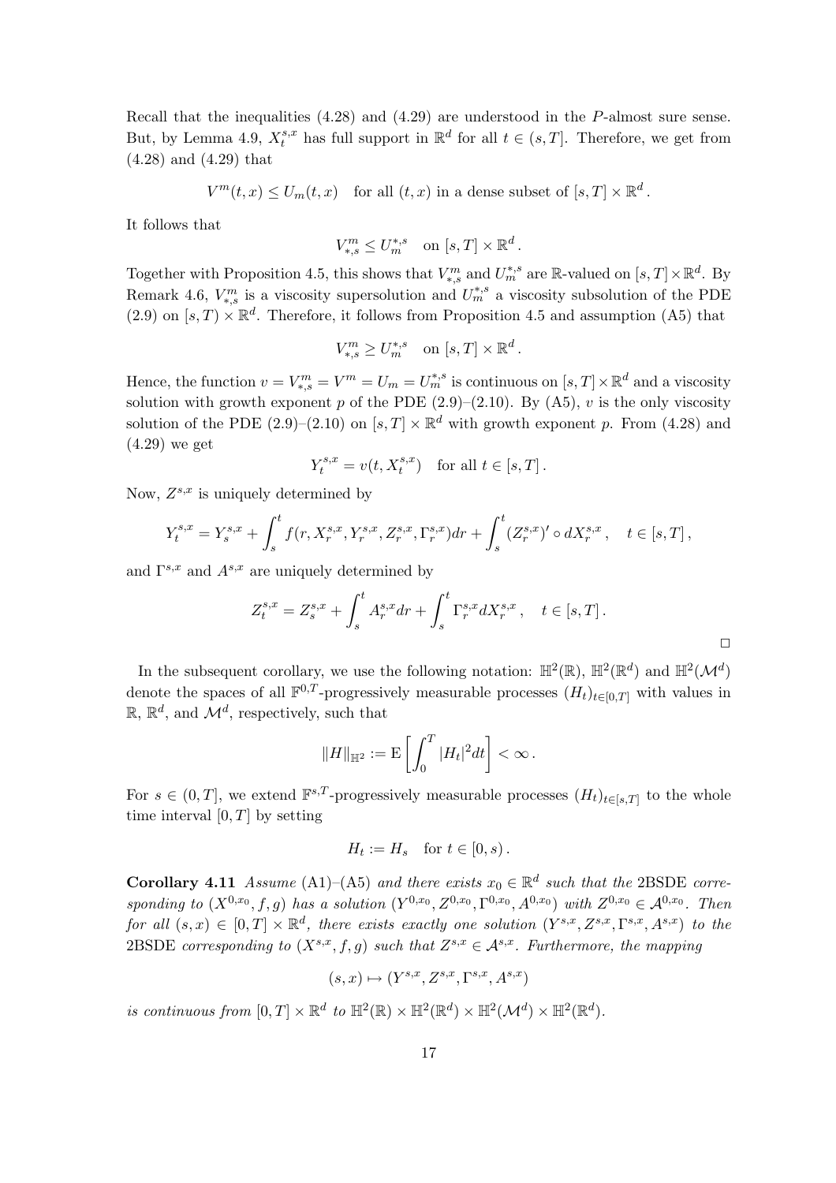Recall that the inequalities (4.28) and (4.29) are understood in the $P$-almost sure sense. But, by Lemma 4.9, $X_t^{s,x}$ has full support in $\mathbb{R}^d$ for all $t \in (s,T]$. Therefore, we get from (4.28) and (4.29) that

$$V^m(t,x) \leq U_m(t,x) \quad \text{for all } (t,x) \text{ in a dense subset of } [s,T] \times \mathbb{R}^d \, .$$

It follows that

$$V^m_{*,s} \leq U_m^{*,s} \quad \text{on } [s,T] \times \mathbb{R}^d \, .$$

Together with Proposition 4.5, this shows that $V^m_{*,s}$ and $U_m^{*,s}$ are $\mathbb{R}$-valued on $[s,T] \times \mathbb{R}^d$. By Remark 4.6, $V^m_{*,s}$ is a viscosity supersolution and $U_m^{*,s}$ a viscosity subsolution of the PDE (2.9) on $[s,T) \times \mathbb{R}^d$. Therefore, it follows from Proposition 4.5 and assumption (A5) that

$$V^m_{*,s} \geq U_m^{*,s} \quad \text{on } [s,T] \times \mathbb{R}^d \, .$$

Hence, the function $v = V^m_{*,s} = V^m = U_m = U_m^{*,s}$ is continuous on $[s,T] \times \mathbb{R}^d$ and a viscosity solution with growth exponent $p$ of the PDE (2.9)–(2.10). By (A5), $v$ is the only viscosity solution of the PDE (2.9)–(2.10) on $[s,T] \times \mathbb{R}^d$ with growth exponent $p$. From (4.28) and (4.29) we get

$$Y_t^{s,x} = v(t, X_t^{s,x}) \quad \text{for all } t \in [s,T] \, .$$

Now, $Z^{s,x}$ is uniquely determined by

$$Y_t^{s,x} = Y_s^{s,x} + \int_s^t f(r, X_r^{s,x}, Y_r^{s,x}, Z_r^{s,x}, \Gamma_r^{s,x}) dr + \int_s^t (Z_r^{s,x})' \circ dX_r^{s,x} \, , \quad t \in [s,T] \, ,$$

and $\Gamma^{s,x}$ and $A^{s,x}$ are uniquely determined by

$$Z_t^{s,x} = Z_s^{s,x} + \int_s^t A_r^{s,x} dr + \int_s^t \Gamma_r^{s,x} dX_r^{s,x} \, , \quad t \in [s,T] \, .$$

□

In the subsequent corollary, we use the following notation: $\mathbb{H}^2(\mathbb{R})$, $\mathbb{H}^2(\mathbb{R}^d)$ and $\mathbb{H}^2(\mathcal{M}^d)$ denote the spaces of all $\mathbb{F}^{0,T}$-progressively measurable processes $(H_t)_{t \in [0,T]}$ with values in $\mathbb{R}$, $\mathbb{R}^d$, and $\mathcal{M}^d$, respectively, such that

$$\|H\|_{\mathbb{H}^2} := \mathrm{E}\left[ \int_0^T |H_t|^2 dt \right] < \infty \, .$$

For $s \in (0,T]$, we extend $\mathbb{F}^{s,T}$-progressively measurable processes $(H_t)_{t \in [s,T]}$ to the whole time interval $[0,T]$ by setting

$$H_t := H_s \quad \text{for } t \in [0,s) \, .$$

**Corollary 4.11** *Assume* (A1)–(A5) *and there exists $x_0 \in \mathbb{R}^d$ such that the* 2BSDE *corresponding to $(X^{0,x_0}, f, g)$ has a solution $(Y^{0,x_0}, Z^{0,x_0}, \Gamma^{0,x_0}, A^{0,x_0})$ with $Z^{0,x_0} \in \mathcal{A}^{0,x_0}$. Then for all $(s,x) \in [0,T] \times \mathbb{R}^d$, there exists exactly one solution $(Y^{s,x}, Z^{s,x}, \Gamma^{s,x}, A^{s,x})$ to the* 2BSDE *corresponding to $(X^{s,x}, f, g)$ such that $Z^{s,x} \in \mathcal{A}^{s,x}$. Furthermore, the mapping*

$$(s,x) \mapsto (Y^{s,x}, Z^{s,x}, \Gamma^{s,x}, A^{s,x})$$

*is continuous from $[0,T] \times \mathbb{R}^d$ to $\mathbb{H}^2(\mathbb{R}) \times \mathbb{H}^2(\mathbb{R}^d) \times \mathbb{H}^2(\mathcal{M}^d) \times \mathbb{H}^2(\mathbb{R}^d)$.*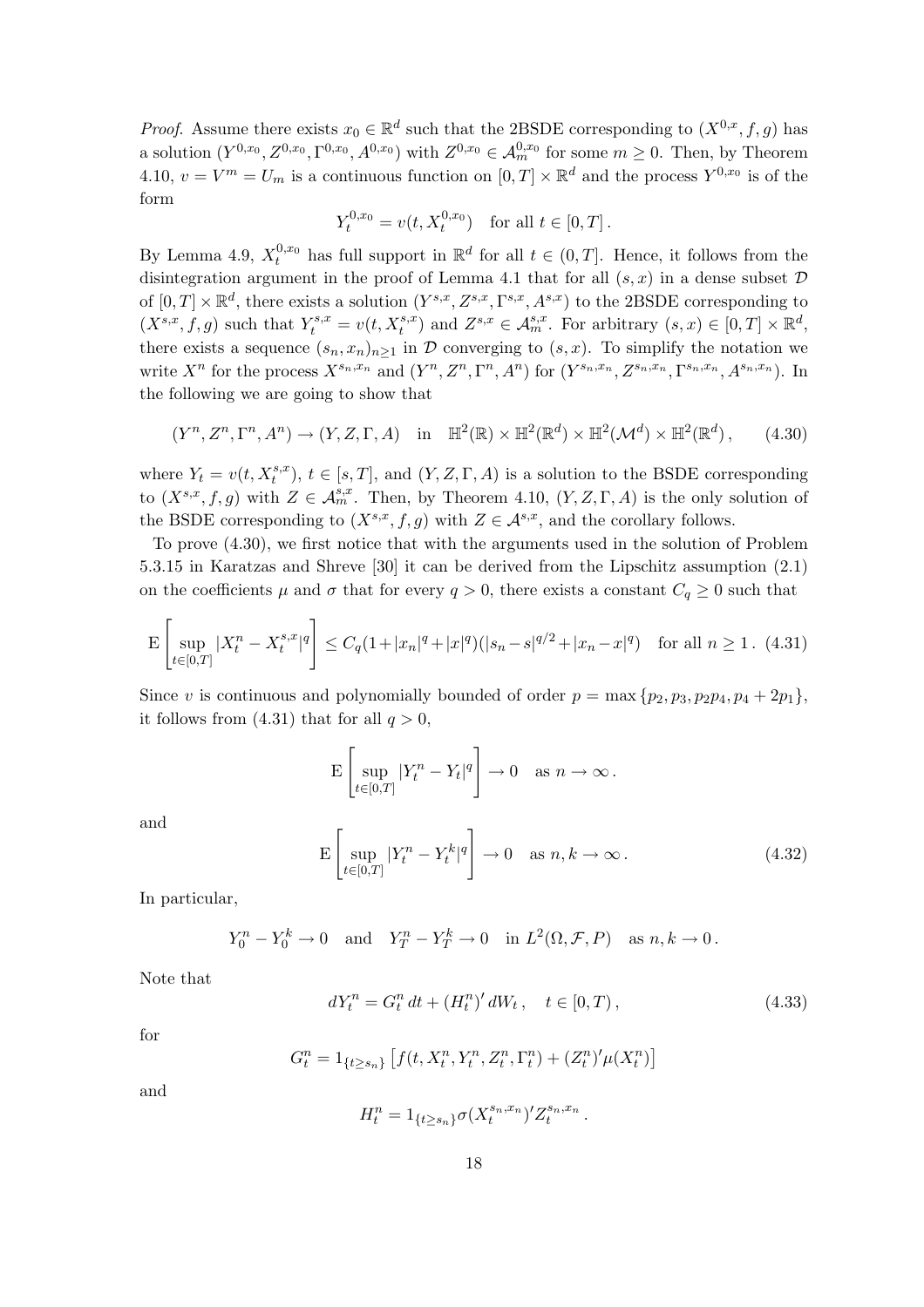*Proof.* Assume there exists $x_0 \in \mathbb{R}^d$ such that the 2BSDE corresponding to $(X^{0,x}, f, g)$ has a solution $(Y^{0,x_0}, Z^{0,x_0}, \Gamma^{0,x_0}, A^{0,x_0})$ with $Z^{0,x_0} \in \mathcal{A}^{0,x_0}_m$ for some $m \geq 0$. Then, by Theorem 4.10, $v = V^m = U_m$ is a continuous function on $[0,T] \times \mathbb{R}^d$ and the process $Y^{0,x_0}$ is of the form

$$Y^{0,x_0}_t = v(t, X^{0,x_0}_t) \quad \text{for all } t \in [0,T] .$$

By Lemma 4.9, $X^{0,x_0}_t$ has full support in $\mathbb{R}^d$ for all $t \in (0,T]$. Hence, it follows from the disintegration argument in the proof of Lemma 4.1 that for all $(s,x)$ in a dense subset $\mathcal{D}$ of $[0,T] \times \mathbb{R}^d$, there exists a solution $(Y^{s,x}, Z^{s,x}, \Gamma^{s,x}, A^{s,x})$ to the 2BSDE corresponding to $(X^{s,x}, f, g)$ such that $Y^{s,x}_t = v(t, X^{s,x}_t)$ and $Z^{s,x} \in \mathcal{A}^{s,x}_m$. For arbitrary $(s,x) \in [0,T] \times \mathbb{R}^d$, there exists a sequence $(s_n, x_n)_{n \geq 1}$ in $\mathcal{D}$ converging to $(s,x)$. To simplify the notation we write $X^n$ for the process $X^{s_n,x_n}$ and $(Y^n, Z^n, \Gamma^n, A^n)$ for $(Y^{s_n,x_n}, Z^{s_n,x_n}, \Gamma^{s_n,x_n}, A^{s_n,x_n})$. In the following we are going to show that

$$(Y^n, Z^n, \Gamma^n, A^n) \to (Y, Z, \Gamma, A) \quad \text{in} \quad \mathbb{H}^2(\mathbb{R}) \times \mathbb{H}^2(\mathbb{R}^d) \times \mathbb{H}^2(\mathcal{M}^d) \times \mathbb{H}^2(\mathbb{R}^d) , \tag{4.30}$$

where $Y_t = v(t, X^{s,x}_t)$, $t \in [s,T]$, and $(Y, Z, \Gamma, A)$ is a solution to the BSDE corresponding to $(X^{s,x}, f, g)$ with $Z \in \mathcal{A}^{s,x}_m$. Then, by Theorem 4.10, $(Y, Z, \Gamma, A)$ is the only solution of the BSDE corresponding to $(X^{s,x}, f, g)$ with $Z \in \mathcal{A}^{s,x}$, and the corollary follows.

To prove (4.30), we first notice that with the arguments used in the solution of Problem 5.3.15 in Karatzas and Shreve [30] it can be derived from the Lipschitz assumption (2.1) on the coefficients $\mu$ and $\sigma$ that for every $q > 0$, there exists a constant $C_q \geq 0$ such that

$$\mathrm{E}\left[\sup_{t \in [0,T]} |X^n_t - X^{s,x}_t|^q\right] \leq C_q (1 + |x_n|^q + |x|^q)(|s_n - s|^{q/2} + |x_n - x|^q) \quad \text{for all } n \geq 1 . \tag{4.31}$$

Since $v$ is continuous and polynomially bounded of order $p = \max\{p_2, p_3, p_2 p_4, p_4 + 2p_1\}$, it follows from (4.31) that for all $q > 0$,

$$\mathrm{E}\left[\sup_{t \in [0,T]} |Y^n_t - Y_t|^q\right] \to 0 \quad \text{as } n \to \infty .$$

and

$$\mathrm{E}\left[\sup_{t \in [0,T]} |Y^n_t - Y^k_t|^q\right] \to 0 \quad \text{as } n, k \to \infty . \tag{4.32}$$

In particular,

$$Y^n_0 - Y^k_0 \to 0 \quad \text{and} \quad Y^n_T - Y^k_T \to 0 \quad \text{in } L^2(\Omega, \mathcal{F}, P) \quad \text{as } n, k \to 0 .$$

Note that

$$dY^n_t = G^n_t \, dt + (H^n_t)' \, dW_t , \quad t \in [0,T) , \tag{4.33}$$

for

$$G^n_t = 1_{\{t \geq s_n\}} \left[ f(t, X^n_t, Y^n_t, Z^n_t, \Gamma^n_t) + (Z^n_t)' \mu(X^n_t) \right]$$

and

$$H^n_t = 1_{\{t \geq s_n\}} \sigma(X^{s_n,x_n}_t)' Z^{s_n,x_n}_t .$$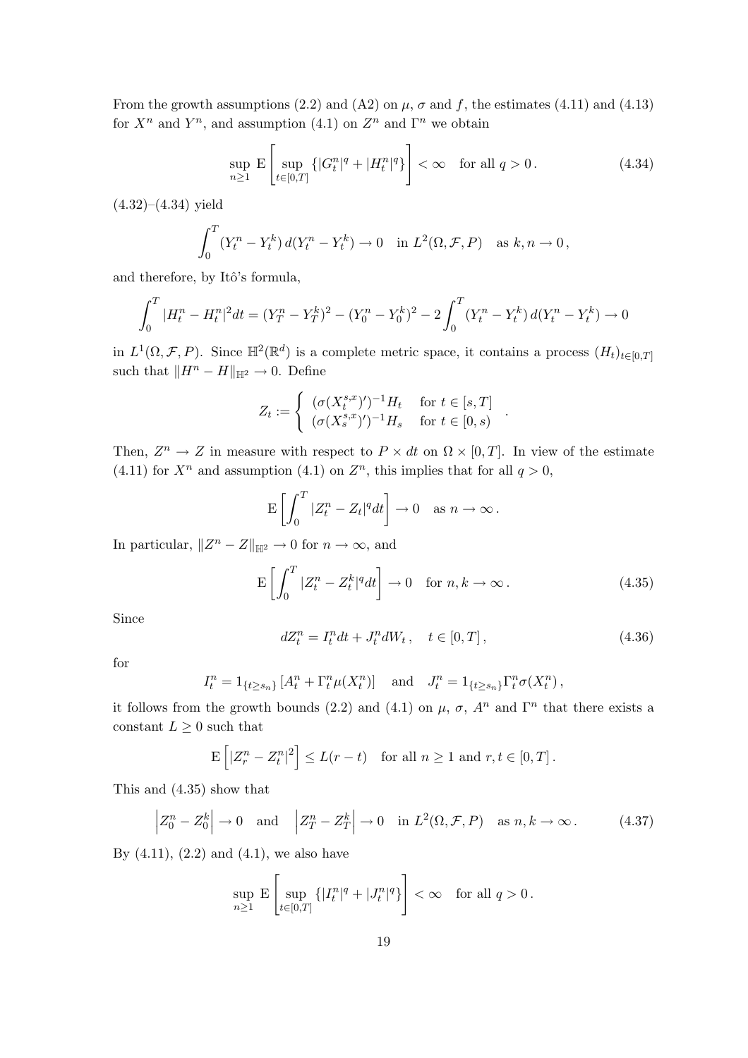From the growth assumptions (2.2) and (A2) on $\mu$, $\sigma$ and $f$, the estimates (4.11) and (4.13) for $X^n$ and $Y^n$, and assumption (4.1) on $Z^n$ and $\Gamma^n$ we obtain

$$\sup_{n \geq 1} \mathrm{E}\left[\sup_{t \in [0,T]} \{|G^n_t|^q + |H^n_t|^q\}\right] < \infty \quad \text{for all } q > 0 \,. \tag{4.34}$$

(4.32)–(4.34) yield

$$\int_0^T (Y^n_t - Y^k_t)\, d(Y^n_t - Y^k_t) \to 0 \quad \text{in } L^2(\Omega, \mathcal{F}, P) \quad \text{as } k, n \to 0 \,,$$

and therefore, by Itô's formula,

$$\int_0^T |H^n_t - H^n_t|^2 dt = (Y^n_T - Y^k_T)^2 - (Y^n_0 - Y^k_0)^2 - 2\int_0^T (Y^n_t - Y^k_t)\, d(Y^n_t - Y^k_t) \to 0$$

in $L^1(\Omega, \mathcal{F}, P)$. Since $\mathbb{H}^2(\mathbb{R}^d)$ is a complete metric space, it contains a process $(H_t)_{t \in [0,T]}$ such that $\|H^n - H\|_{\mathbb{H}^2} \to 0$. Define

$$Z_t := \begin{cases} (\sigma(X^{s,x}_t)')^{-1} H_t & \text{for } t \in [s, T] \\ (\sigma(X^{s,x}_s)')^{-1} H_s & \text{for } t \in [0, s) \end{cases} .$$

Then, $Z^n \to Z$ in measure with respect to $P \times dt$ on $\Omega \times [0,T]$. In view of the estimate (4.11) for $X^n$ and assumption (4.1) on $Z^n$, this implies that for all $q > 0$,

$$\mathrm{E}\left[\int_0^T |Z^n_t - Z_t|^q dt\right] \to 0 \quad \text{as } n \to \infty \,.$$

In particular, $\|Z^n - Z\|_{\mathbb{H}^2} \to 0$ for $n \to \infty$, and

$$\mathrm{E}\left[\int_0^T |Z^n_t - Z^k_t|^q dt\right] \to 0 \quad \text{for } n, k \to \infty \,. \tag{4.35}$$

Since

$$dZ^n_t = I^n_t dt + J^n_t dW_t \,, \quad t \in [0,T] \,, \tag{4.36}$$

for

$$I^n_t = 1_{\{t \geq s_n\}} \left[A^n_t + \Gamma^n_t \mu(X^n_t)\right] \quad \text{and} \quad J^n_t = 1_{\{t \geq s_n\}} \Gamma^n_t \sigma(X^n_t) \,,$$

it follows from the growth bounds (2.2) and (4.1) on $\mu$, $\sigma$, $A^n$ and $\Gamma^n$ that there exists a constant $L \geq 0$ such that

$$\mathrm{E}\left[|Z^n_r - Z^n_t|^2\right] \leq L(r - t) \quad \text{for all } n \geq 1 \text{ and } r, t \in [0,T] \,.$$

This and (4.35) show that

$$\left|Z^n_0 - Z^k_0\right| \to 0 \quad \text{and} \quad \left|Z^n_T - Z^k_T\right| \to 0 \quad \text{in } L^2(\Omega, \mathcal{F}, P) \quad \text{as } n, k \to \infty \,. \tag{4.37}$$

By (4.11), (2.2) and (4.1), we also have

$$\sup_{n \geq 1} \mathrm{E}\left[\sup_{t \in [0,T]} \{|I^n_t|^q + |J^n_t|^q\}\right] < \infty \quad \text{for all } q > 0 \,.$$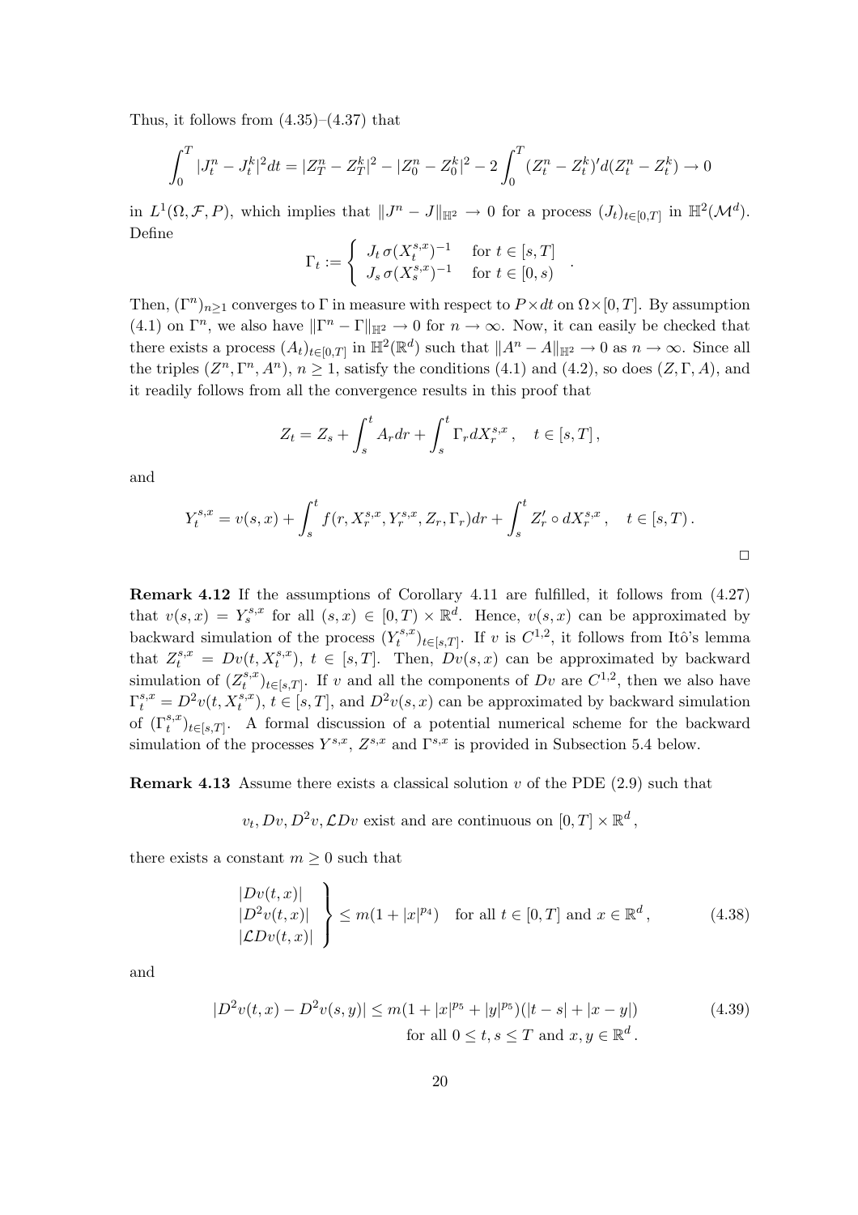Thus, it follows from (4.35)–(4.37) that

$$\int_0^T |J^n_t - J^k_t|^2 dt = |Z^n_T - Z^k_T|^2 - |Z^n_0 - Z^k_0|^2 - 2\int_0^T (Z^n_t - Z^k_t)' d(Z^n_t - Z^k_t) \to 0$$

in $L^1(\Omega, \mathcal{F}, P)$, which implies that $\|J^n - J\|_{\mathbb{H}^2} \to 0$ for a process $(J_t)_{t\in[0,T]}$ in $\mathbb{H}^2(\mathcal{M}^d)$. Define

$$\Gamma_t := \begin{cases} J_t\, \sigma(X^{s,x}_t)^{-1} & \text{for } t \in [s,T] \\ J_s\, \sigma(X^{s,x}_s)^{-1} & \text{for } t \in [0,s) \end{cases}.$$

Then, $(\Gamma^n)_{n\geq 1}$ converges to $\Gamma$ in measure with respect to $P\times dt$ on $\Omega\times[0,T]$. By assumption (4.1) on $\Gamma^n$, we also have $\|\Gamma^n - \Gamma\|_{\mathbb{H}^2} \to 0$ for $n \to \infty$. Now, it can easily be checked that there exists a process $(A_t)_{t\in[0,T]}$ in $\mathbb{H}^2(\mathbb{R}^d)$ such that $\|A^n - A\|_{\mathbb{H}^2} \to 0$ as $n \to \infty$. Since all the triples $(Z^n, \Gamma^n, A^n)$, $n \geq 1$, satisfy the conditions (4.1) and (4.2), so does $(Z, \Gamma, A)$, and it readily follows from all the convergence results in this proof that

$$Z_t = Z_s + \int_s^t A_r dr + \int_s^t \Gamma_r dX^{s,x}_r\,, \quad t \in [s,T]\,,$$

and

$$Y^{s,x}_t = v(s,x) + \int_s^t f(r, X^{s,x}_r, Y^{s,x}_r, Z_r, \Gamma_r) dr + \int_s^t Z'_r \circ dX^{s,x}_r\,, \quad t \in [s,T)\,.$$

□

**Remark 4.12** If the assumptions of Corollary 4.11 are fulfilled, it follows from (4.27) that $v(s,x) = Y^{s,x}_s$ for all $(s,x) \in [0,T) \times \mathbb{R}^d$. Hence, $v(s,x)$ can be approximated by backward simulation of the process $(Y^{s,x}_t)_{t\in[s,T]}$. If $v$ is $C^{1,2}$, it follows from Itô's lemma that $Z^{s,x}_t = Dv(t, X^{s,x}_t)$, $t \in [s,T]$. Then, $Dv(s,x)$ can be approximated by backward simulation of $(Z^{s,x}_t)_{t\in[s,T]}$. If $v$ and all the components of $Dv$ are $C^{1,2}$, then we also have $\Gamma^{s,x}_t = D^2 v(t, X^{s,x}_t)$, $t \in [s,T]$, and $D^2 v(s,x)$ can be approximated by backward simulation of $(\Gamma^{s,x}_t)_{t\in[s,T]}$. A formal discussion of a potential numerical scheme for the backward simulation of the processes $Y^{s,x}$, $Z^{s,x}$ and $\Gamma^{s,x}$ is provided in Subsection 5.4 below.

**Remark 4.13** Assume there exists a classical solution $v$ of the PDE (2.9) such that

$$v_t, Dv, D^2v, \mathcal{L}Dv \text{ exist and are continuous on } [0,T]\times\mathbb{R}^d\,,$$

there exists a constant $m \geq 0$ such that

$$\left.\begin{array}{l} |Dv(t,x)| \\ |D^2v(t,x)| \\ |\mathcal{L}Dv(t,x)| \end{array}\right\} \leq m(1+|x|^{p_4}) \quad \text{for all } t\in[0,T] \text{ and } x\in\mathbb{R}^d\,, \tag{4.38}$$

and

$$|D^2v(t,x) - D^2v(s,y)| \leq m(1+|x|^{p_5}+|y|^{p_5})(|t-s|+|x-y|) \tag{4.39}$$
$$\text{for all } 0\leq t,s\leq T \text{ and } x,y\in\mathbb{R}^d\,.$$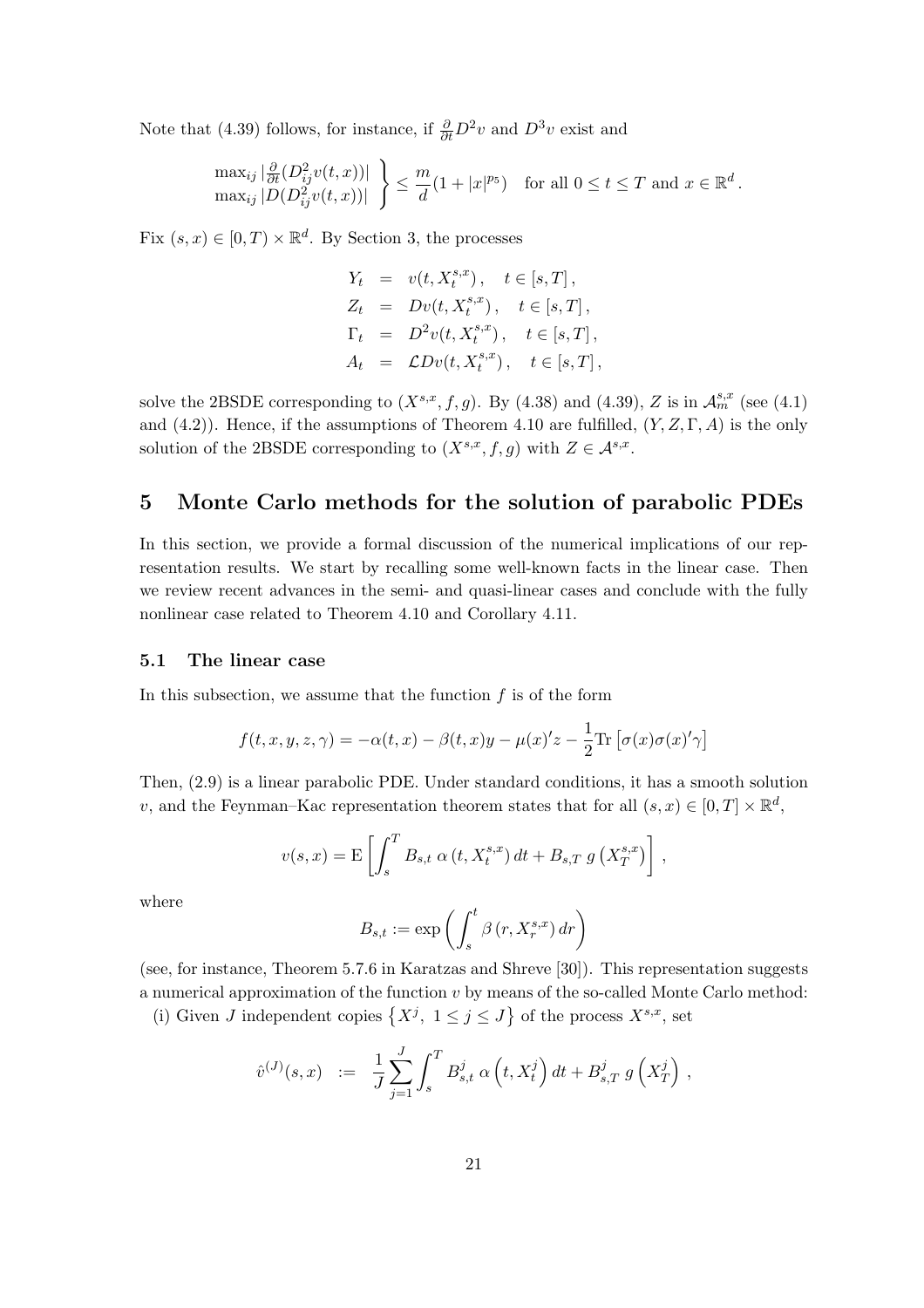Note that (4.39) follows, for instance, if $\frac{\partial}{\partial t} D^2 v$ and $D^3 v$ exist and

$$
\left.\begin{array}{l}
\max_{ij} |\frac{\partial}{\partial t}(D^2_{ij} v(t,x))| \\
\max_{ij} |D(D^2_{ij} v(t,x))|
\end{array}\right\} \leq \frac{m}{d}(1+|x|^{p_5}) \quad \text{for all } 0 \leq t \leq T \text{ and } x \in \mathbb{R}^d .
$$

Fix $(s,x) \in [0,T) \times \mathbb{R}^d$. By Section 3, the processes

$$
\begin{aligned}
Y_t &= v(t, X_t^{s,x}), \quad t \in [s,T], \\
Z_t &= Dv(t, X_t^{s,x}), \quad t \in [s,T], \\
\Gamma_t &= D^2 v(t, X_t^{s,x}), \quad t \in [s,T], \\
A_t &= \mathcal{L} Dv(t, X_t^{s,x}), \quad t \in [s,T],
\end{aligned}
$$

solve the 2BSDE corresponding to $(X^{s,x}, f, g)$. By (4.38) and (4.39), $Z$ is in $\mathcal{A}_m^{s,x}$ (see (4.1) and (4.2)). Hence, if the assumptions of Theorem 4.10 are fulfilled, $(Y, Z, \Gamma, A)$ is the only solution of the 2BSDE corresponding to $(X^{s,x}, f, g)$ with $Z \in \mathcal{A}^{s,x}$.

# 5 Monte Carlo methods for the solution of parabolic PDEs

In this section, we provide a formal discussion of the numerical implications of our representation results. We start by recalling some well-known facts in the linear case. Then we review recent advances in the semi- and quasi-linear cases and conclude with the fully nonlinear case related to Theorem 4.10 and Corollary 4.11.

## 5.1 The linear case

In this subsection, we assume that the function $f$ is of the form

$$
f(t,x,y,z,\gamma) = -\alpha(t,x) - \beta(t,x) y - \mu(x)' z - \frac{1}{2} \mathrm{Tr}\left[\sigma(x)\sigma(x)'\gamma\right]
$$

Then, (2.9) is a linear parabolic PDE. Under standard conditions, it has a smooth solution $v$, and the Feynman–Kac representation theorem states that for all $(s,x) \in [0,T] \times \mathbb{R}^d$,

$$
v(s,x) = \mathrm{E}\left[\int_s^T B_{s,t}\, \alpha\left(t, X_t^{s,x}\right) dt + B_{s,T}\, g\left(X_T^{s,x}\right)\right],
$$

where

$$
B_{s,t} := \exp\left(\int_s^t \beta\left(r, X_r^{s,x}\right) dr\right)
$$

(see, for instance, Theorem 5.7.6 in Karatzas and Shreve [30]). This representation suggests a numerical approximation of the function $v$ by means of the so-called Monte Carlo method:

(i) Given $J$ independent copies $\left\{X^j,\ 1 \leq j \leq J\right\}$ of the process $X^{s,x}$, set

$$
\hat{v}^{(J)}(s,x) \;\; := \;\; \frac{1}{J} \sum_{j=1}^{J} \int_s^T B_{s,t}^j\, \alpha\left(t, X_t^j\right) dt + B_{s,T}^j\, g\left(X_T^j\right),
$$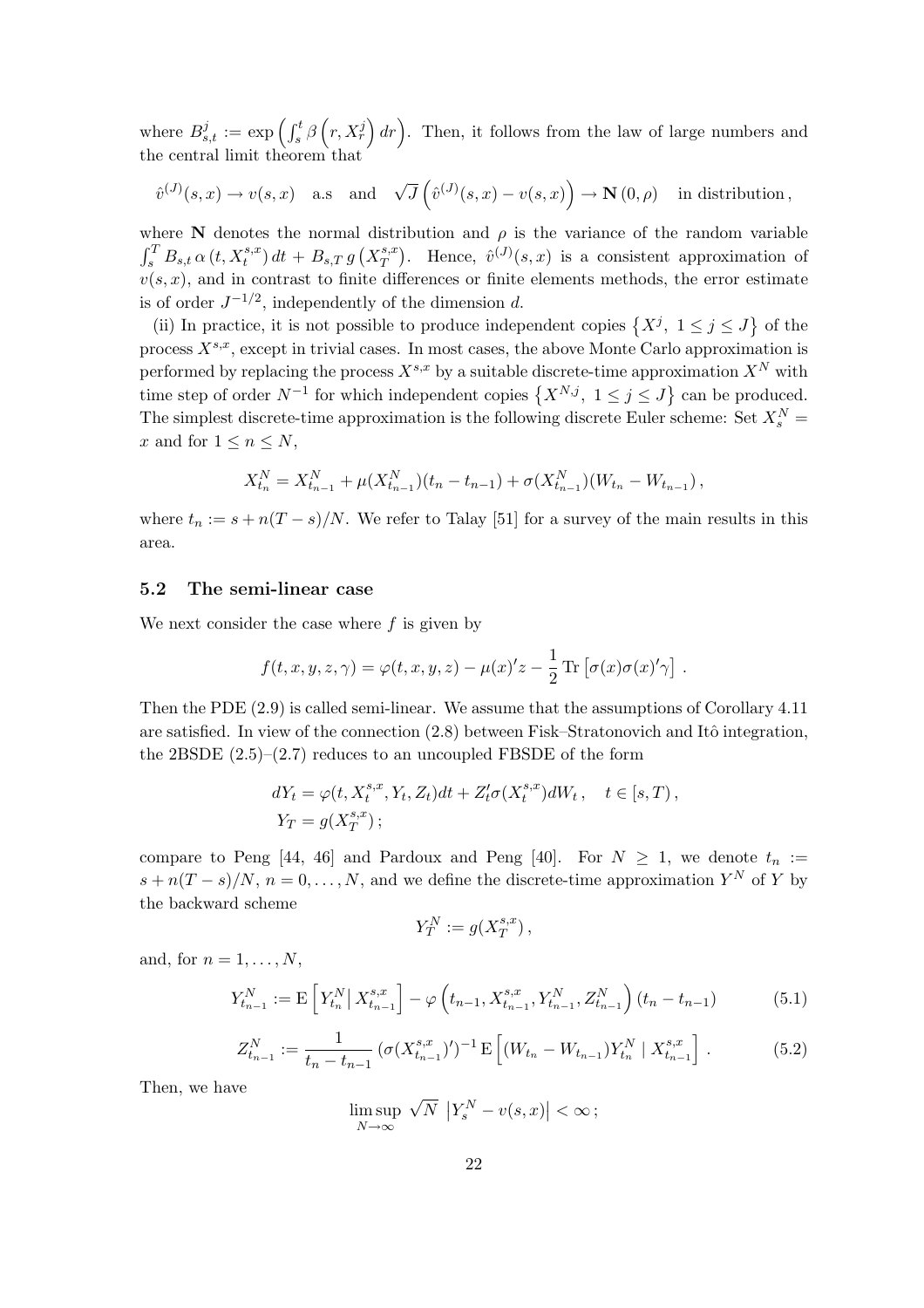where $B^j_{s,t} := \exp\left(\int_s^t \beta\left(r, X^j_r\right) dr\right)$. Then, it follows from the law of large numbers and the central limit theorem that

$$\hat{v}^{(J)}(s,x) \to v(s,x) \quad \text{a.s} \quad \text{and} \quad \sqrt{J}\left(\hat{v}^{(J)}(s,x) - v(s,x)\right) \to \mathbf{N}(0,\rho) \quad \text{in distribution}\,,$$

where $\mathbf{N}$ denotes the normal distribution and $\rho$ is the variance of the random variable $\int_s^T B_{s,t}\,\alpha\left(t, X^{s,x}_t\right) dt + B_{s,T}\, g\left(X^{s,x}_T\right)$. Hence, $\hat{v}^{(J)}(s,x)$ is a consistent approximation of $v(s,x)$, and in contrast to finite differences or finite elements methods, the error estimate is of order $J^{-1/2}$, independently of the dimension $d$.

(ii) In practice, it is not possible to produce independent copies $\left\{X^j,\ 1 \le j \le J\right\}$ of the process $X^{s,x}$, except in trivial cases. In most cases, the above Monte Carlo approximation is performed by replacing the process $X^{s,x}$ by a suitable discrete-time approximation $X^N$ with time step of order $N^{-1}$ for which independent copies $\left\{X^{N,j},\ 1 \le j \le J\right\}$ can be produced. The simplest discrete-time approximation is the following discrete Euler scheme: Set $X^N_s = x$ and for $1 \le n \le N$,

$$X^N_{t_n} = X^N_{t_{n-1}} + \mu(X^N_{t_{n-1}})(t_n - t_{n-1}) + \sigma(X^N_{t_{n-1}})(W_{t_n} - W_{t_{n-1}})\,,$$

where $t_n := s + n(T-s)/N$. We refer to Talay [51] for a survey of the main results in this area.

### 5.2 The semi-linear case

We next consider the case where $f$ is given by

$$f(t,x,y,z,\gamma) = \varphi(t,x,y,z) - \mu(x)'z - \frac{1}{2}\operatorname{Tr}\left[\sigma(x)\sigma(x)'\gamma\right]\,.$$

Then the PDE (2.9) is called semi-linear. We assume that the assumptions of Corollary 4.11 are satisfied. In view of the connection (2.8) between Fisk–Stratonovich and Itô integration, the 2BSDE (2.5)–(2.7) reduces to an uncoupled FBSDE of the form

$$dY_t = \varphi(t, X^{s,x}_t, Y_t, Z_t)dt + Z_t'\sigma(X^{s,x}_t)dW_t\,, \quad t \in [s,T)\,,$$
$$Y_T = g(X^{s,x}_T)\,;$$

compare to Peng [44, 46] and Pardoux and Peng [40]. For $N \ge 1$, we denote $t_n := s + n(T-s)/N$, $n = 0,\ldots,N$, and we define the discrete-time approximation $Y^N$ of $Y$ by the backward scheme

$$Y^N_T := g(X^{s,x}_T)\,,$$

and, for $n = 1,\ldots,N$,

$$Y^N_{t_{n-1}} := \mathrm{E}\left[Y^N_{t_n} \middle|\, X^{s,x}_{t_{n-1}}\right] - \varphi\left(t_{n-1}, X^{s,x}_{t_{n-1}}, Y^N_{t_{n-1}}, Z^N_{t_{n-1}}\right)(t_n - t_{n-1}) \tag{5.1}$$

$$Z^N_{t_{n-1}} := \frac{1}{t_n - t_{n-1}}\left(\sigma(X^{s,x}_{t_{n-1}})'\right)^{-1}\mathrm{E}\left[(W_{t_n} - W_{t_{n-1}})Y^N_{t_n} \mid X^{s,x}_{t_{n-1}}\right]\,. \tag{5.2}$$

Then, we have

$$\limsup_{N\to\infty}\, \sqrt{N}\,\left|Y^N_s - v(s,x)\right| < \infty\,;$$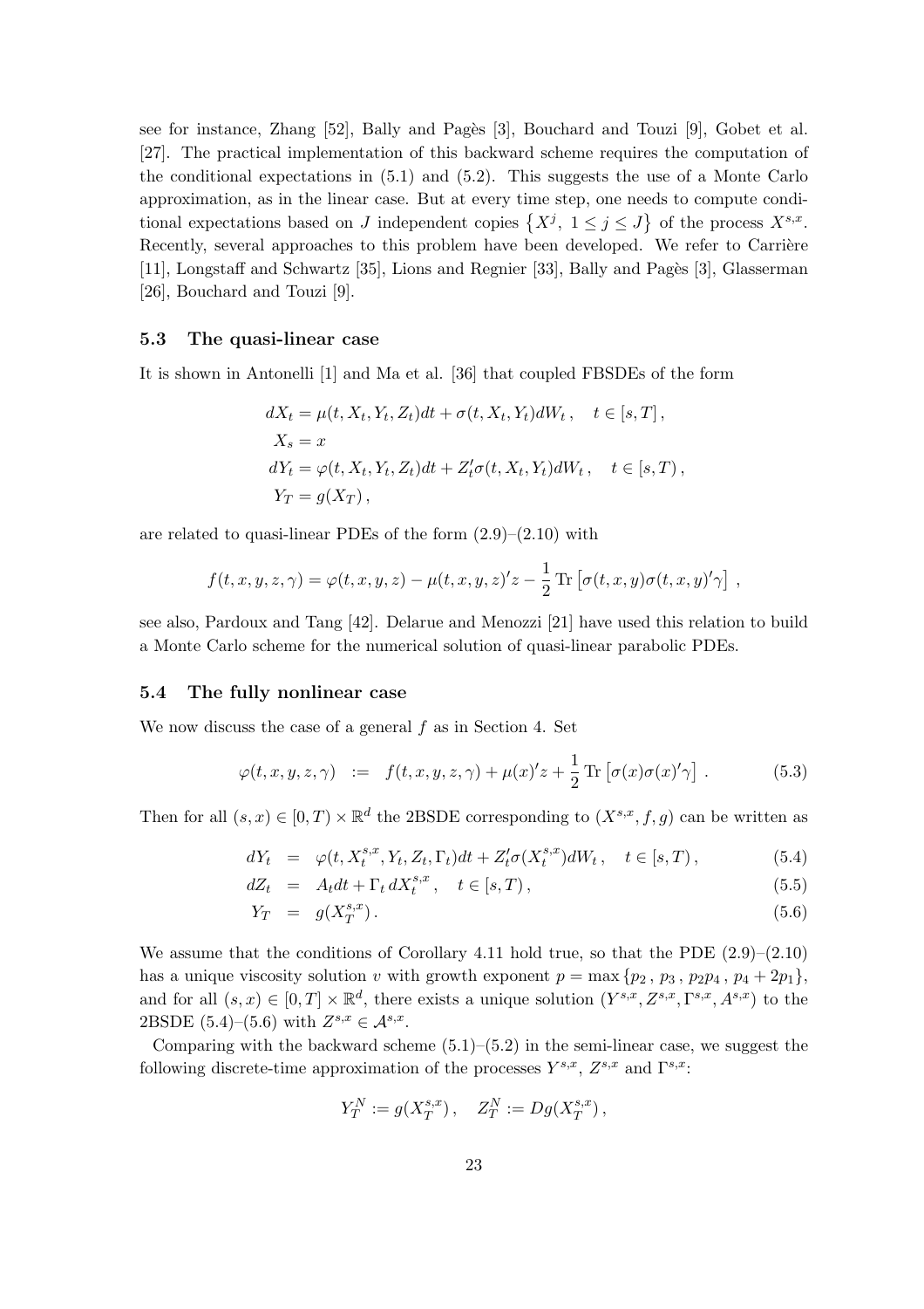see for instance, Zhang [52], Bally and Pagès [3], Bouchard and Touzi [9], Gobet et al. [27]. The practical implementation of this backward scheme requires the computation of the conditional expectations in (5.1) and (5.2). This suggests the use of a Monte Carlo approximation, as in the linear case. But at every time step, one needs to compute conditional expectations based on $J$ independent copies $\left\{X^j,\ 1 \le j \le J\right\}$ of the process $X^{s,x}$. Recently, several approaches to this problem have been developed. We refer to Carrière [11], Longstaff and Schwartz [35], Lions and Regnier [33], Bally and Pagès [3], Glasserman [26], Bouchard and Touzi [9].

### 5.3 The quasi-linear case

It is shown in Antonelli [1] and Ma et al. [36] that coupled FBSDEs of the form

$$
\begin{aligned}
dX_t &= \mu(t, X_t, Y_t, Z_t)dt + \sigma(t, X_t, Y_t)dW_t\,, \quad t \in [s, T]\,,\\
X_s &= x\\
dY_t &= \varphi(t, X_t, Y_t, Z_t)dt + Z_t'\sigma(t, X_t, Y_t)dW_t\,, \quad t \in [s, T)\,,\\
Y_T &= g(X_T)\,,
\end{aligned}
$$

are related to quasi-linear PDEs of the form (2.9)–(2.10) with

$$
f(t, x, y, z, \gamma) = \varphi(t, x, y, z) - \mu(t, x, y, z)'z - \frac{1}{2}\operatorname{Tr}\left[\sigma(t, x, y)\sigma(t, x, y)'\gamma\right]\,,
$$

see also, Pardoux and Tang [42]. Delarue and Menozzi [21] have used this relation to build a Monte Carlo scheme for the numerical solution of quasi-linear parabolic PDEs.

### 5.4 The fully nonlinear case

We now discuss the case of a general $f$ as in Section 4. Set

$$
\varphi(t, x, y, z, \gamma) \;\; := \;\; f(t, x, y, z, \gamma) + \mu(x)'z + \frac{1}{2}\operatorname{Tr}\left[\sigma(x)\sigma(x)'\gamma\right]\,. \tag{5.3}
$$

Then for all $(s, x) \in [0, T) \times \mathbb{R}^d$ the 2BSDE corresponding to $(X^{s,x}, f, g)$ can be written as

$$
dY_t \;=\; \varphi(t, X_t^{s,x}, Y_t, Z_t, \Gamma_t)dt + Z_t'\sigma(X_t^{s,x})dW_t\,, \quad t \in [s, T)\,, \tag{5.4}
$$

$$
dZ_t \;=\; A_t dt + \Gamma_t\, dX_t^{s,x}\,, \quad t \in [s, T)\,, \tag{5.5}
$$

$$
Y_T \;=\; g(X_T^{s,x})\,. \tag{5.6}
$$

We assume that the conditions of Corollary 4.11 hold true, so that the PDE (2.9)–(2.10) has a unique viscosity solution $v$ with growth exponent $p = \max\{p_2\,,\, p_3\,,\, p_2p_4\,,\, p_4 + 2p_1\}$, and for all $(s, x) \in [0, T] \times \mathbb{R}^d$, there exists a unique solution $(Y^{s,x}, Z^{s,x}, \Gamma^{s,x}, A^{s,x})$ to the 2BSDE (5.4)–(5.6) with $Z^{s,x} \in \mathcal{A}^{s,x}$.

Comparing with the backward scheme (5.1)–(5.2) in the semi-linear case, we suggest the following discrete-time approximation of the processes $Y^{s,x}$, $Z^{s,x}$ and $\Gamma^{s,x}$:

$$
Y_T^N := g(X_T^{s,x})\,, \quad Z_T^N := Dg(X_T^{s,x})\,,
$$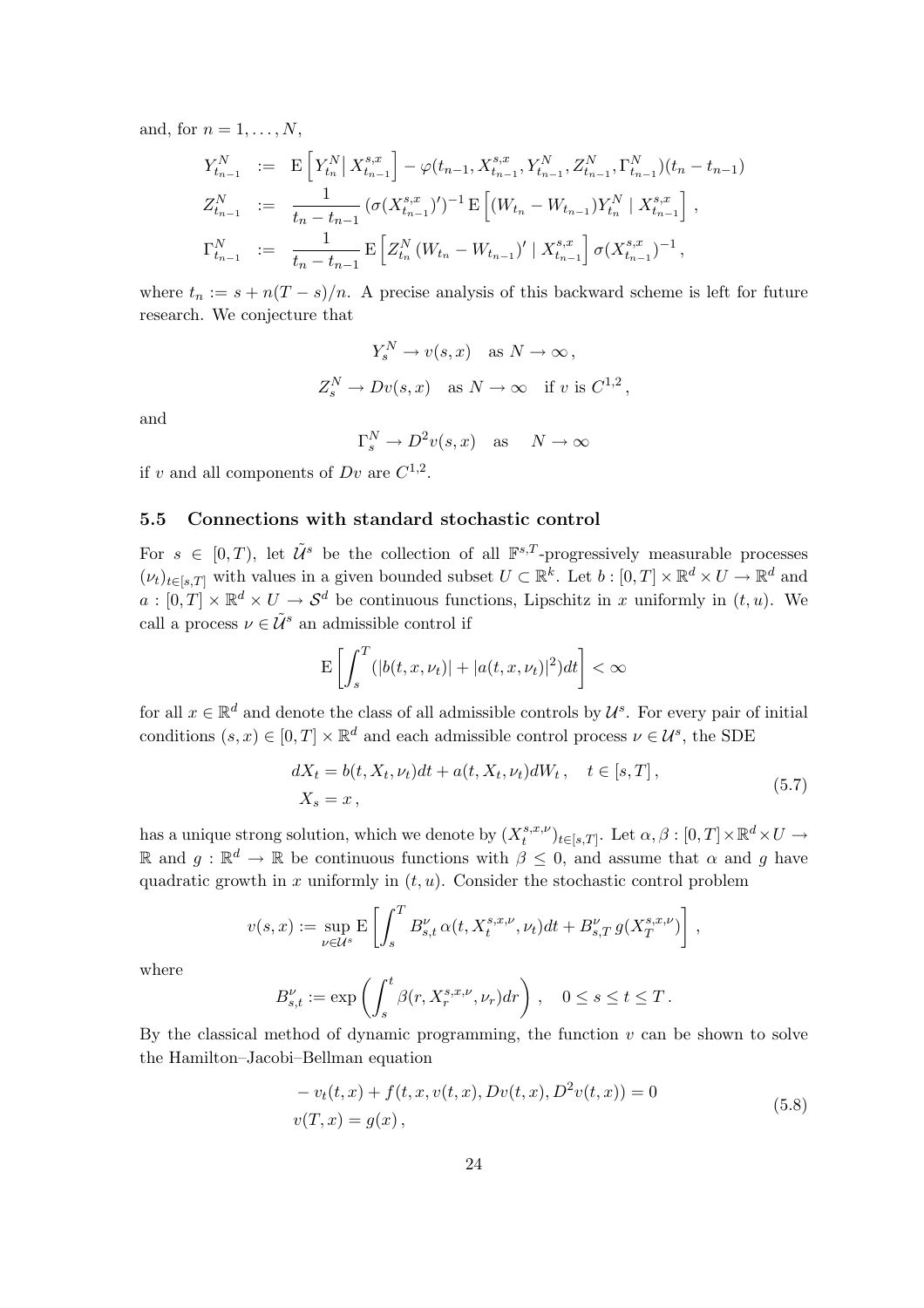and, for $n = 1, \ldots, N$,

$$
\begin{aligned}
Y^N_{t_{n-1}} &:= \mathrm{E}\left[ Y^N_{t_n} \big| \, X^{s,x}_{t_{n-1}} \right] - \varphi(t_{n-1}, X^{s,x}_{t_{n-1}}, Y^N_{t_{n-1}}, Z^N_{t_{n-1}}, \Gamma^N_{t_{n-1}})(t_n - t_{n-1}) \\
Z^N_{t_{n-1}} &:= \frac{1}{t_n - t_{n-1}} \left(\sigma(X^{s,x}_{t_{n-1}})'\right)^{-1} \mathrm{E}\left[ (W_{t_n} - W_{t_{n-1}}) Y^N_{t_n} \mid X^{s,x}_{t_{n-1}} \right], \\
\Gamma^N_{t_{n-1}} &:= \frac{1}{t_n - t_{n-1}} \mathrm{E}\left[ Z^N_{t_n} (W_{t_n} - W_{t_{n-1}})' \mid X^{s,x}_{t_{n-1}} \right] \sigma(X^{s,x}_{t_{n-1}})^{-1},
\end{aligned}
$$

where $t_n := s + n(T-s)/n$. A precise analysis of this backward scheme is left for future research. We conjecture that

$$
Y^N_s \to v(s,x) \quad \text{as } N \to \infty,
$$

$$
Z^N_s \to Dv(s,x) \quad \text{as } N \to \infty \quad \text{if } v \text{ is } C^{1,2},
$$

and

$$
\Gamma^N_s \to D^2 v(s,x) \quad \text{as} \quad N \to \infty
$$

if $v$ and all components of $Dv$ are $C^{1,2}$.

### 5.5 Connections with standard stochastic control

For $s \in [0,T)$, let $\tilde{\mathcal{U}}^s$ be the collection of all $\mathbb{F}^{s,T}$-progressively measurable processes $(\nu_t)_{t \in [s,T]}$ with values in a given bounded subset $U \subset \mathbb{R}^k$. Let $b : [0,T] \times \mathbb{R}^d \times U \to \mathbb{R}^d$ and $a : [0,T] \times \mathbb{R}^d \times U \to \mathcal{S}^d$ be continuous functions, Lipschitz in $x$ uniformly in $(t,u)$. We call a process $\nu \in \tilde{\mathcal{U}}^s$ an admissible control if

$$
\mathrm{E}\left[ \int_s^T (|b(t,x,\nu_t)| + |a(t,x,\nu_t)|^2) dt \right] < \infty
$$

for all $x \in \mathbb{R}^d$ and denote the class of all admissible controls by $\mathcal{U}^s$. For every pair of initial conditions $(s,x) \in [0,T] \times \mathbb{R}^d$ and each admissible control process $\nu \in \mathcal{U}^s$, the SDE

$$
\begin{aligned}
dX_t &= b(t, X_t, \nu_t) dt + a(t, X_t, \nu_t) dW_t, \quad t \in [s,T], \\
X_s &= x,
\end{aligned}
\tag{5.7}
$$

has a unique strong solution, which we denote by $(X^{s,x,\nu}_t)_{t \in [s,T]}$. Let $\alpha, \beta : [0,T] \times \mathbb{R}^d \times U \to \mathbb{R}$ and $g : \mathbb{R}^d \to \mathbb{R}$ be continuous functions with $\beta \leq 0$, and assume that $\alpha$ and $g$ have quadratic growth in $x$ uniformly in $(t,u)$. Consider the stochastic control problem

$$
v(s,x) := \sup_{\nu \in \mathcal{U}^s} \mathrm{E}\left[ \int_s^T B^\nu_{s,t} \, \alpha(t, X^{s,x,\nu}_t, \nu_t) dt + B^\nu_{s,T} \, g(X^{s,x,\nu}_T) \right],
$$

where

$$
B^\nu_{s,t} := \exp\left( \int_s^t \beta(r, X^{s,x,\nu}_r, \nu_r) dr \right), \quad 0 \leq s \leq t \leq T.
$$

By the classical method of dynamic programming, the function $v$ can be shown to solve the Hamilton–Jacobi–Bellman equation

$$
\begin{aligned}
& - v_t(t,x) + f(t,x,v(t,x), Dv(t,x), D^2 v(t,x)) = 0 \\
& v(T,x) = g(x),
\end{aligned}
\tag{5.8}
$$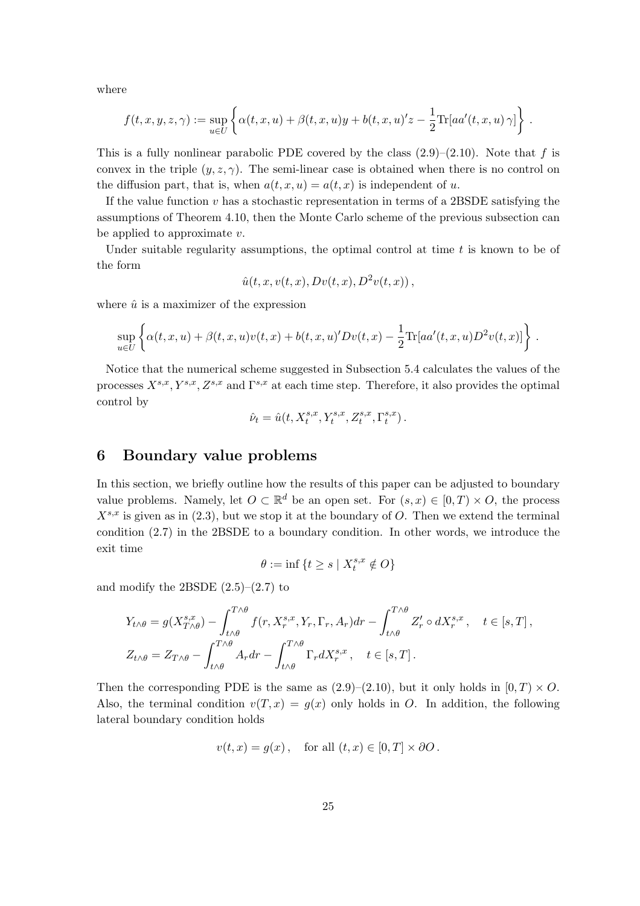where

$$
f(t,x,y,z,\gamma) := \sup_{u\in U}\left\{\alpha(t,x,u) + \beta(t,x,u)y + b(t,x,u)'z - \frac{1}{2}\mathrm{Tr}[aa'(t,x,u)\,\gamma]\right\}.
$$

This is a fully nonlinear parabolic PDE covered by the class (2.9)–(2.10). Note that $f$ is convex in the triple $(y,z,\gamma)$. The semi-linear case is obtained when there is no control on the diffusion part, that is, when $a(t,x,u) = a(t,x)$ is independent of $u$.

If the value function $v$ has a stochastic representation in terms of a 2BSDE satisfying the assumptions of Theorem 4.10, then the Monte Carlo scheme of the previous subsection can be applied to approximate $v$.

Under suitable regularity assumptions, the optimal control at time $t$ is known to be of the form

$$
\hat{u}(t,x,v(t,x),Dv(t,x),D^2v(t,x)),
$$

where $\hat{u}$ is a maximizer of the expression

$$
\sup_{u\in U}\left\{\alpha(t,x,u) + \beta(t,x,u)v(t,x) + b(t,x,u)'Dv(t,x) - \frac{1}{2}\mathrm{Tr}[aa'(t,x,u)D^2v(t,x)]\right\}.
$$

Notice that the numerical scheme suggested in Subsection 5.4 calculates the values of the processes $X^{s,x}, Y^{s,x}, Z^{s,x}$ and $\Gamma^{s,x}$ at each time step. Therefore, it also provides the optimal control by

$$
\hat{\nu}_t = \hat{u}(t, X^{s,x}_t, Y^{s,x}_t, Z^{s,x}_t, \Gamma^{s,x}_t).
$$

# 6 Boundary value problems

In this section, we briefly outline how the results of this paper can be adjusted to boundary value problems. Namely, let $O \subset \mathbb{R}^d$ be an open set. For $(s,x) \in [0,T) \times O$, the process $X^{s,x}$ is given as in (2.3), but we stop it at the boundary of $O$. Then we extend the terminal condition (2.7) in the 2BSDE to a boundary condition. In other words, we introduce the exit time

$$
\theta := \inf\{t \geq s \mid X^{s,x}_t \notin O\}
$$

and modify the 2BSDE (2.5)–(2.7) to

$$
\begin{aligned}
Y_{t\wedge\theta} &= g(X^{s,x}_{T\wedge\theta}) - \int_{t\wedge\theta}^{T\wedge\theta} f(r, X^{s,x}_r, Y_r, \Gamma_r, A_r)dr - \int_{t\wedge\theta}^{T\wedge\theta} Z'_r \circ dX^{s,x}_r, \quad t\in[s,T],\\
Z_{t\wedge\theta} &= Z_{T\wedge\theta} - \int_{t\wedge\theta}^{T\wedge\theta} A_r dr - \int_{t\wedge\theta}^{T\wedge\theta} \Gamma_r dX^{s,x}_r, \quad t\in[s,T].
\end{aligned}
$$

Then the corresponding PDE is the same as (2.9)–(2.10), but it only holds in $[0,T)\times O$. Also, the terminal condition $v(T,x) = g(x)$ only holds in $O$. In addition, the following lateral boundary condition holds

$$
v(t,x) = g(x), \quad \text{for all } (t,x) \in [0,T]\times\partial O.
$$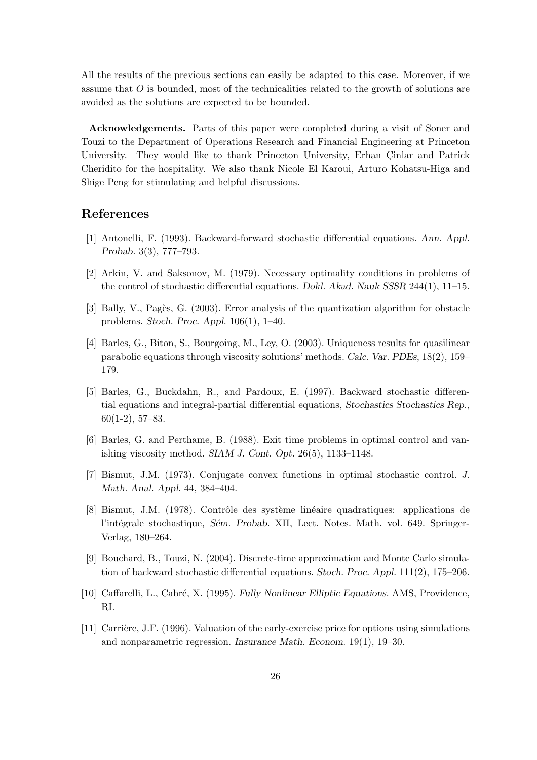All the results of the previous sections can easily be adapted to this case. Moreover, if we assume that $O$ is bounded, most of the technicalities related to the growth of solutions are avoided as the solutions are expected to be bounded.

**Acknowledgements.** Parts of this paper were completed during a visit of Soner and Touzi to the Department of Operations Research and Financial Engineering at Princeton University. They would like to thank Princeton University, Erhan Çinlar and Patrick Cheridito for the hospitality. We also thank Nicole El Karoui, Arturo Kohatsu-Higa and Shige Peng for stimulating and helpful discussions.

## References

[1] Antonelli, F. (1993). Backward-forward stochastic differential equations. *Ann. Appl. Probab.* 3(3), 777–793.

[2] Arkin, V. and Saksonov, M. (1979). Necessary optimality conditions in problems of the control of stochastic differential equations. *Dokl. Akad. Nauk SSSR* 244(1), 11–15.

[3] Bally, V., Pagès, G. (2003). Error analysis of the quantization algorithm for obstacle problems. *Stoch. Proc. Appl.* 106(1), 1–40.

[4] Barles, G., Biton, S., Bourgoing, M., Ley, O. (2003). Uniqueness results for quasilinear parabolic equations through viscosity solutions' methods. *Calc. Var. PDEs*, 18(2), 159–179.

[5] Barles, G., Buckdahn, R., and Pardoux, E. (1997). Backward stochastic differential equations and integral-partial differential equations, *Stochastics Stochastics Rep.*, 60(1-2), 57–83.

[6] Barles, G. and Perthame, B. (1988). Exit time problems in optimal control and vanishing viscosity method. *SIAM J. Cont. Opt.* 26(5), 1133–1148.

[7] Bismut, J.M. (1973). Conjugate convex functions in optimal stochastic control. *J. Math. Anal. Appl.* 44, 384–404.

[8] Bismut, J.M. (1978). Contrôle des système linéaire quadratiques: applications de l'intégrale stochastique, *Sém. Probab.* XII, Lect. Notes. Math. vol. 649. Springer-Verlag, 180–264.

[9] Bouchard, B., Touzi, N. (2004). Discrete-time approximation and Monte Carlo simulation of backward stochastic differential equations. *Stoch. Proc. Appl.* 111(2), 175–206.

[10] Caffarelli, L., Cabré, X. (1995). *Fully Nonlinear Elliptic Equations*. AMS, Providence, RI.

[11] Carrière, J.F. (1996). Valuation of the early-exercise price for options using simulations and nonparametric regression. *Insurance Math. Econom.* 19(1), 19–30.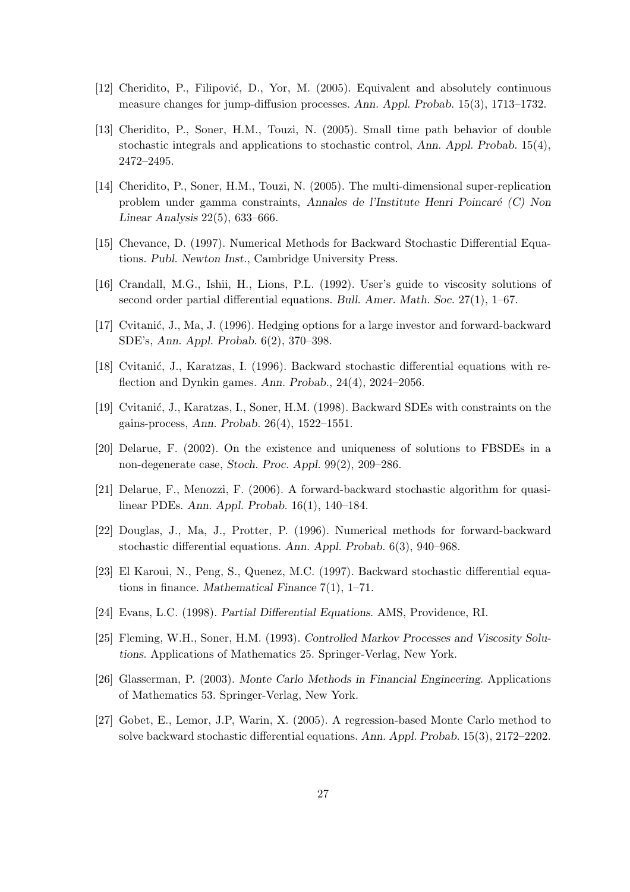[12] Cheridito, P., Filipović, D., Yor, M. (2005). Equivalent and absolutely continuous measure changes for jump-diffusion processes. *Ann. Appl. Probab.* 15(3), 1713–1732.

[13] Cheridito, P., Soner, H.M., Touzi, N. (2005). Small time path behavior of double stochastic integrals and applications to stochastic control, *Ann. Appl. Probab.* 15(4), 2472–2495.

[14] Cheridito, P., Soner, H.M., Touzi, N. (2005). The multi-dimensional super-replication problem under gamma constraints, *Annales de l'Institute Henri Poincaré (C) Non Linear Analysis* 22(5), 633–666.

[15] Chevance, D. (1997). Numerical Methods for Backward Stochastic Differential Equations. *Publ. Newton Inst.*, Cambridge University Press.

[16] Crandall, M.G., Ishii, H., Lions, P.L. (1992). User's guide to viscosity solutions of second order partial differential equations. *Bull. Amer. Math. Soc.* 27(1), 1–67.

[17] Cvitanić, J., Ma, J. (1996). Hedging options for a large investor and forward-backward SDE's, *Ann. Appl. Probab.* 6(2), 370–398.

[18] Cvitanić, J., Karatzas, I. (1996). Backward stochastic differential equations with reflection and Dynkin games. *Ann. Probab.*, 24(4), 2024–2056.

[19] Cvitanić, J., Karatzas, I., Soner, H.M. (1998). Backward SDEs with constraints on the gains-process, *Ann. Probab.* 26(4), 1522–1551.

[20] Delarue, F. (2002). On the existence and uniqueness of solutions to FBSDEs in a non-degenerate case, *Stoch. Proc. Appl.* 99(2), 209–286.

[21] Delarue, F., Menozzi, F. (2006). A forward-backward stochastic algorithm for quasi-linear PDEs. *Ann. Appl. Probab.* 16(1), 140–184.

[22] Douglas, J., Ma, J., Protter, P. (1996). Numerical methods for forward-backward stochastic differential equations. *Ann. Appl. Probab.* 6(3), 940–968.

[23] El Karoui, N., Peng, S., Quenez, M.C. (1997). Backward stochastic differential equations in finance. *Mathematical Finance* 7(1), 1–71.

[24] Evans, L.C. (1998). *Partial Differential Equations*. AMS, Providence, RI.

[25] Fleming, W.H., Soner, H.M. (1993). *Controlled Markov Processes and Viscosity Solutions*. Applications of Mathematics 25. Springer-Verlag, New York.

[26] Glasserman, P. (2003). *Monte Carlo Methods in Financial Engineering*. Applications of Mathematics 53. Springer-Verlag, New York.

[27] Gobet, E., Lemor, J.P, Warin, X. (2005). A regression-based Monte Carlo method to solve backward stochastic differential equations. *Ann. Appl. Probab.* 15(3), 2172–2202.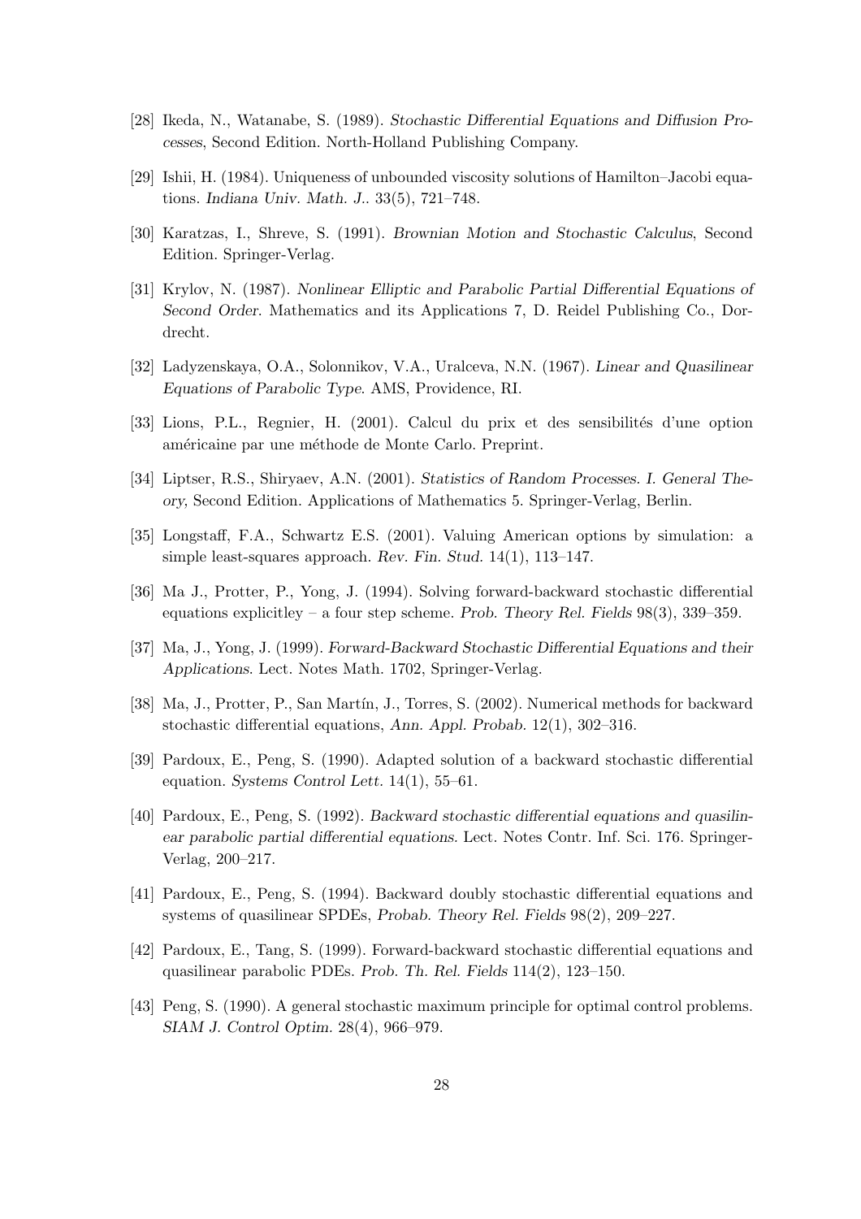[28] Ikeda, N., Watanabe, S. (1989). *Stochastic Differential Equations and Diffusion Processes*, Second Edition. North-Holland Publishing Company.

[29] Ishii, H. (1984). Uniqueness of unbounded viscosity solutions of Hamilton–Jacobi equations. *Indiana Univ. Math. J.*. 33(5), 721–748.

[30] Karatzas, I., Shreve, S. (1991). *Brownian Motion and Stochastic Calculus*, Second Edition. Springer-Verlag.

[31] Krylov, N. (1987). *Nonlinear Elliptic and Parabolic Partial Differential Equations of Second Order*. Mathematics and its Applications 7, D. Reidel Publishing Co., Dordrecht.

[32] Ladyzenskaya, O.A., Solonnikov, V.A., Uralceva, N.N. (1967). *Linear and Quasilinear Equations of Parabolic Type*. AMS, Providence, RI.

[33] Lions, P.L., Regnier, H. (2001). Calcul du prix et des sensibilités d'une option américaine par une méthode de Monte Carlo. Preprint.

[34] Liptser, R.S., Shiryaev, A.N. (2001). *Statistics of Random Processes. I. General Theory*, Second Edition. Applications of Mathematics 5. Springer-Verlag, Berlin.

[35] Longstaff, F.A., Schwartz E.S. (2001). Valuing American options by simulation: a simple least-squares approach. *Rev. Fin. Stud.* 14(1), 113–147.

[36] Ma J., Protter, P., Yong, J. (1994). Solving forward-backward stochastic differential equations explicitley – a four step scheme. *Prob. Theory Rel. Fields* 98(3), 339–359.

[37] Ma, J., Yong, J. (1999). *Forward-Backward Stochastic Differential Equations and their Applications*. Lect. Notes Math. 1702, Springer-Verlag.

[38] Ma, J., Protter, P., San Martín, J., Torres, S. (2002). Numerical methods for backward stochastic differential equations, *Ann. Appl. Probab.* 12(1), 302–316.

[39] Pardoux, E., Peng, S. (1990). Adapted solution of a backward stochastic differential equation. *Systems Control Lett.* 14(1), 55–61.

[40] Pardoux, E., Peng, S. (1992). *Backward stochastic differential equations and quasilinear parabolic partial differential equations*. Lect. Notes Contr. Inf. Sci. 176. Springer-Verlag, 200–217.

[41] Pardoux, E., Peng, S. (1994). Backward doubly stochastic differential equations and systems of quasilinear SPDEs, *Probab. Theory Rel. Fields* 98(2), 209–227.

[42] Pardoux, E., Tang, S. (1999). Forward-backward stochastic differential equations and quasilinear parabolic PDEs. *Prob. Th. Rel. Fields* 114(2), 123–150.

[43] Peng, S. (1990). A general stochastic maximum principle for optimal control problems. *SIAM J. Control Optim.* 28(4), 966–979.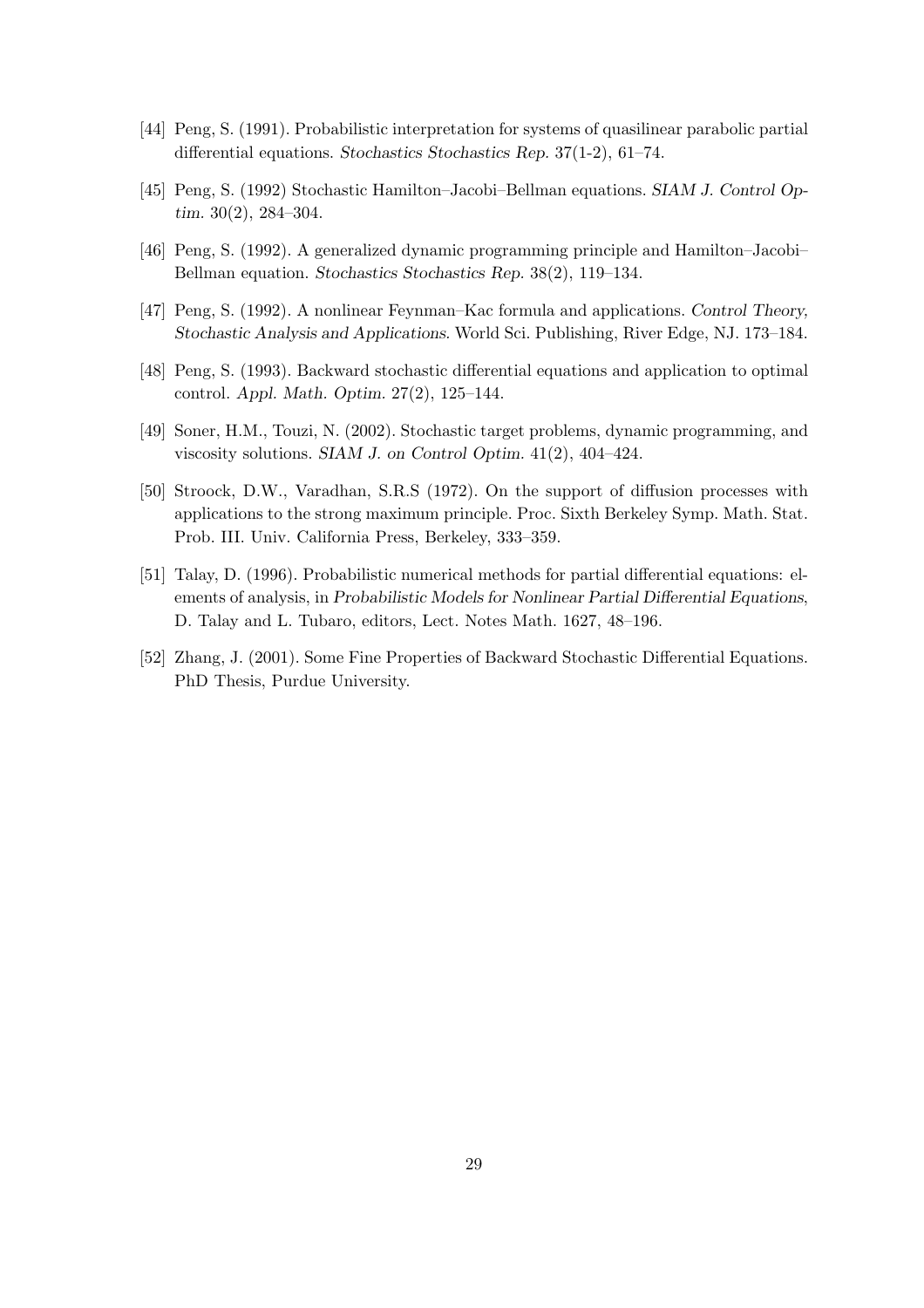[44] Peng, S. (1991). Probabilistic interpretation for systems of quasilinear parabolic partial differential equations. *Stochastics Stochastics Rep.* 37(1-2), 61–74.

[45] Peng, S. (1992) Stochastic Hamilton–Jacobi–Bellman equations. *SIAM J. Control Optim.* 30(2), 284–304.

[46] Peng, S. (1992). A generalized dynamic programming principle and Hamilton–Jacobi–Bellman equation. *Stochastics Stochastics Rep.* 38(2), 119–134.

[47] Peng, S. (1992). A nonlinear Feynman–Kac formula and applications. *Control Theory, Stochastic Analysis and Applications.* World Sci. Publishing, River Edge, NJ. 173–184.

[48] Peng, S. (1993). Backward stochastic differential equations and application to optimal control. *Appl. Math. Optim.* 27(2), 125–144.

[49] Soner, H.M., Touzi, N. (2002). Stochastic target problems, dynamic programming, and viscosity solutions. *SIAM J. on Control Optim.* 41(2), 404–424.

[50] Stroock, D.W., Varadhan, S.R.S (1972). On the support of diffusion processes with applications to the strong maximum principle. Proc. Sixth Berkeley Symp. Math. Stat. Prob. III. Univ. California Press, Berkeley, 333–359.

[51] Talay, D. (1996). Probabilistic numerical methods for partial differential equations: elements of analysis, in *Probabilistic Models for Nonlinear Partial Differential Equations*, D. Talay and L. Tubaro, editors, Lect. Notes Math. 1627, 48–196.

[52] Zhang, J. (2001). Some Fine Properties of Backward Stochastic Differential Equations. PhD Thesis, Purdue University.